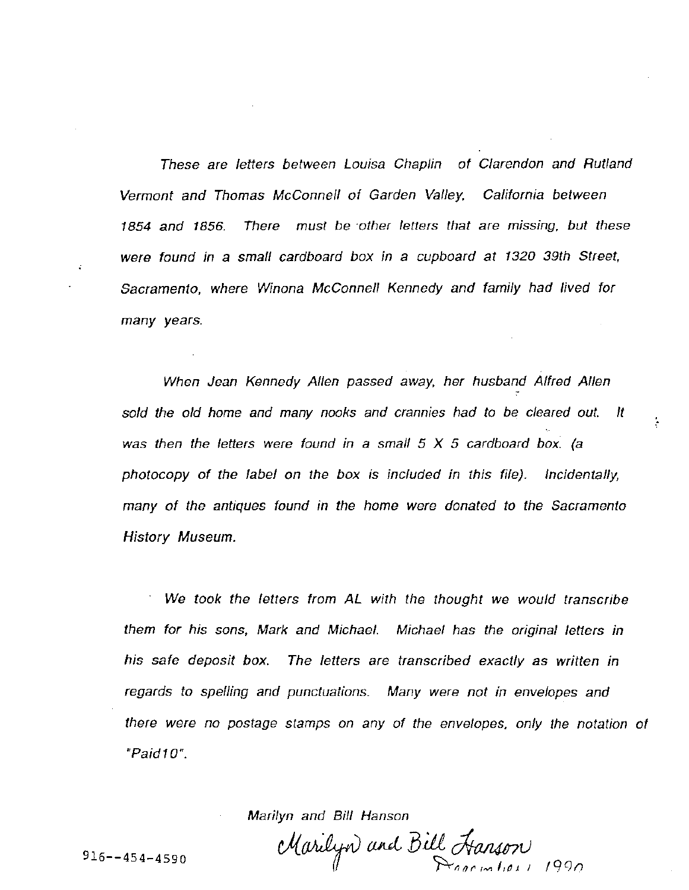*These are letters between Louisa Chaplin of Clarendon and Rutland Vermont and Thomas McConnell of Garden Valley, California between 1854 and 1856. There must be other letters that are missing, but these were found in a small cardboard box in a cupboard at 1320 39th Street, Sacramento, where Winona McConnell Kennedy and family had lived for many years.*

*When Jean Kennedy Allen passed away, her husband Alfred Allen sold the old home and many nooks and crannies had to be cleared out. It was then the letters were found in a small 5 X 5 cardboard box. (a photocopy of the label on the box is included in this file). Incidentally, many of the antiques found in the home were donated to the Sacramento History Museum.*

*We took the letters from AL with the thought we would transcribe them for his sons, Mark and Michael. Michael has the original letters in his safe deposit box. The letters are transcribed exactly as written in regards to spelling and punctuations. Many were not in envelopes and there were no postage stamps on any of the envelopes, only the notation of "Paid10".*

*Marilyn and Bill Hanson*

Marilyn and Bill Hanson
December 1990

916--454-4590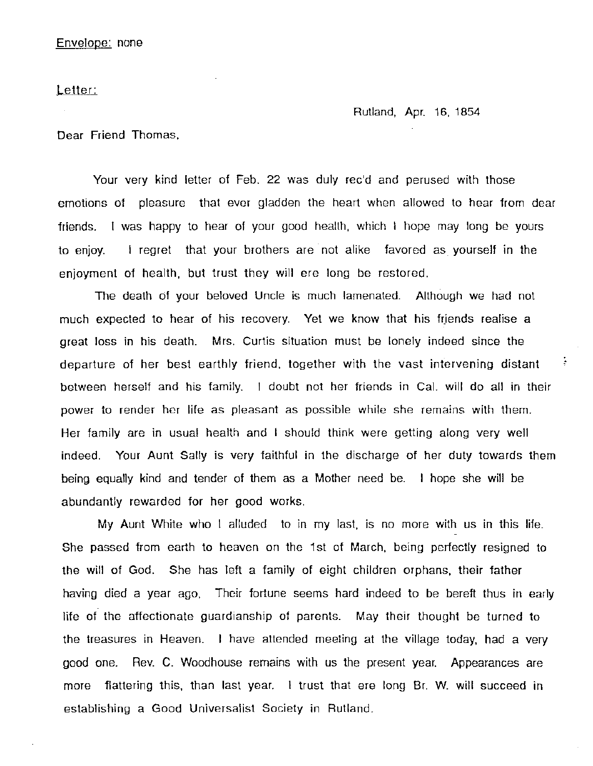Envelope: none

Letter:

Rutland, Apr. 16, 1854

Dear Friend Thomas,

Your very kind letter of Feb. 22 was duly rec'd and perused with those emotions of pleasure that ever gladden the heart when allowed to hear from dear friends. I was happy to hear of your good health, which I hope may long be yours to enjoy. I regret that your brothers are not alike favored as yourself in the enjoyment of health, but trust they will ere long be restored.

The death of your beloved Uncle is much lamenated. Although we had not much expected to hear of his recovery. Yet we know that his friends realise a great loss in his death. Mrs. Curtis situation must be lonely indeed since the departure of her best earthly friend, together with the vast intervening distant between herself and his family. I doubt not her friends in Cal. will do all in their power to render her life as pleasant as possible while she remains with them. Her family are in usual health and I should think were getting along very well indeed. Your Aunt Sally is very faithful in the discharge of her duty towards them being equally kind and tender of them as a Mother need be. I hope she will be abundantly rewarded for her good works.

My Aunt White who I alluded to in my last, is no more with us in this life. She passed from earth to heaven on the 1st of March, being perfectly resigned to the will of God. She has left a family of eight children orphans, their father having died a year ago. Their fortune seems hard indeed to be bereft thus in early life of the affectionate guardianship of parents. May their thought be turned to the treasures in Heaven. I have attended meeting at the village today, had a very good one. Rev. C. Woodhouse remains with us the present year. Appearances are more flattering this, than last year. I trust that ere long Br. W. will succeed in establishing a Good Universalist Society in Rutland.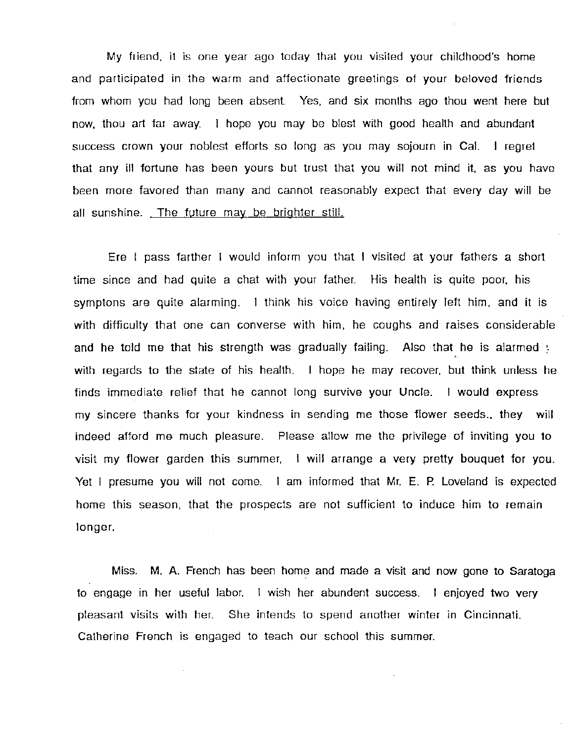My friend, it is one year ago today that you visited your childhood's home and participated in the warm and affectionate greetings of your beloved friends from whom you had long been absent. Yes, and six months ago thou went here but now, thou art far away. I hope you may be blest with good health and abundant success crown your noblest efforts so long as you may sojourn in Cal. I regret that any ill fortune has been yours but trust that you will not mind it, as you have been more favored than many and cannot reasonably expect that every day will be all sunshine. <u>The future may be brighter still.</u>

Ere I pass farther I would inform you that I visited at your fathers a short time since and had quite a chat with your father. His health is quite poor, his symptons are quite alarming. I think his voice having entirely left him, and it is with difficulty that one can converse with him, he coughs and raises considerable and he told me that his strength was gradually failing. Also that he is alarmed with regards to the state of his health. I hope he may recover, but think unless he finds immediate relief that he cannot long survive your Uncle. I would express my sincere thanks for your kindness in sending me those flower seeds., they will indeed afford me much pleasure. Please allow me the privilege of inviting you to visit my flower garden this summer, I will arrange a very pretty bouquet for you. Yet I presume you will not come. I am informed that Mr. E. P. Loveland is expected home this season, that the prospects are not sufficient to induce him to remain longer.

Miss. M. A. French has been home and made a visit and now gone to Saratoga to engage in her useful labor. I wish her abundent success. I enjoyed two very pleasant visits with her. She intends to spend another winter in Cincinnati. Catherine French is engaged to teach our school this summer.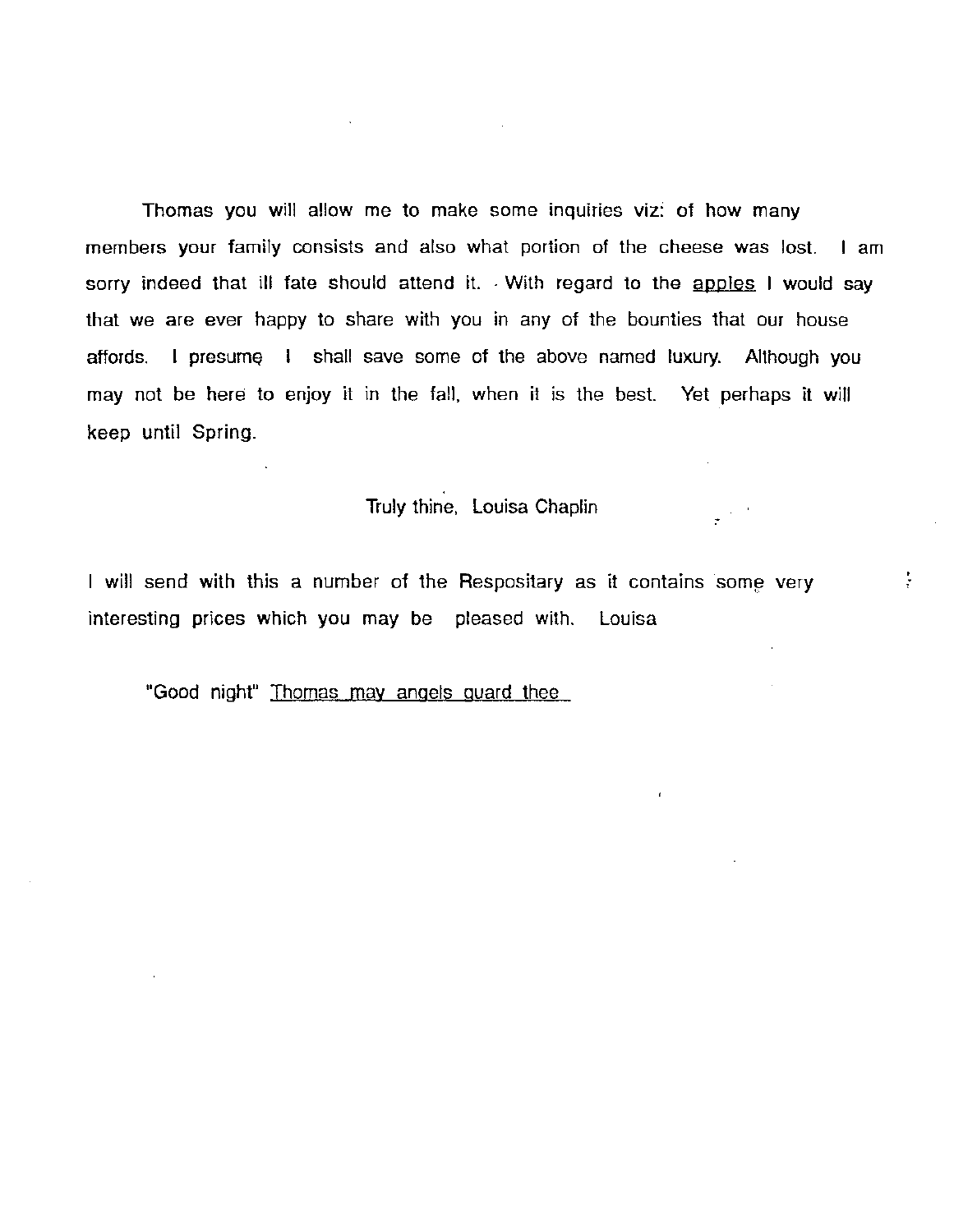Thomas you will allow me to make some inquiries viz: of how many members your family consists and also what portion of the cheese was lost. I am sorry indeed that ill fate should attend it. With regard to the apples I would say that we are ever happy to share with you in any of the bounties that our house affords. I presume I shall save some of the above named luxury. Although you may not be here to enjoy it in the fall, when it is the best. Yet perhaps it will keep until Spring.

Truly thine, Louisa Chaplin

I will send with this a number of the Respositary as it contains some very interesting prices which you may be pleased with. Louisa

"Good night" Thomas may angels guard thee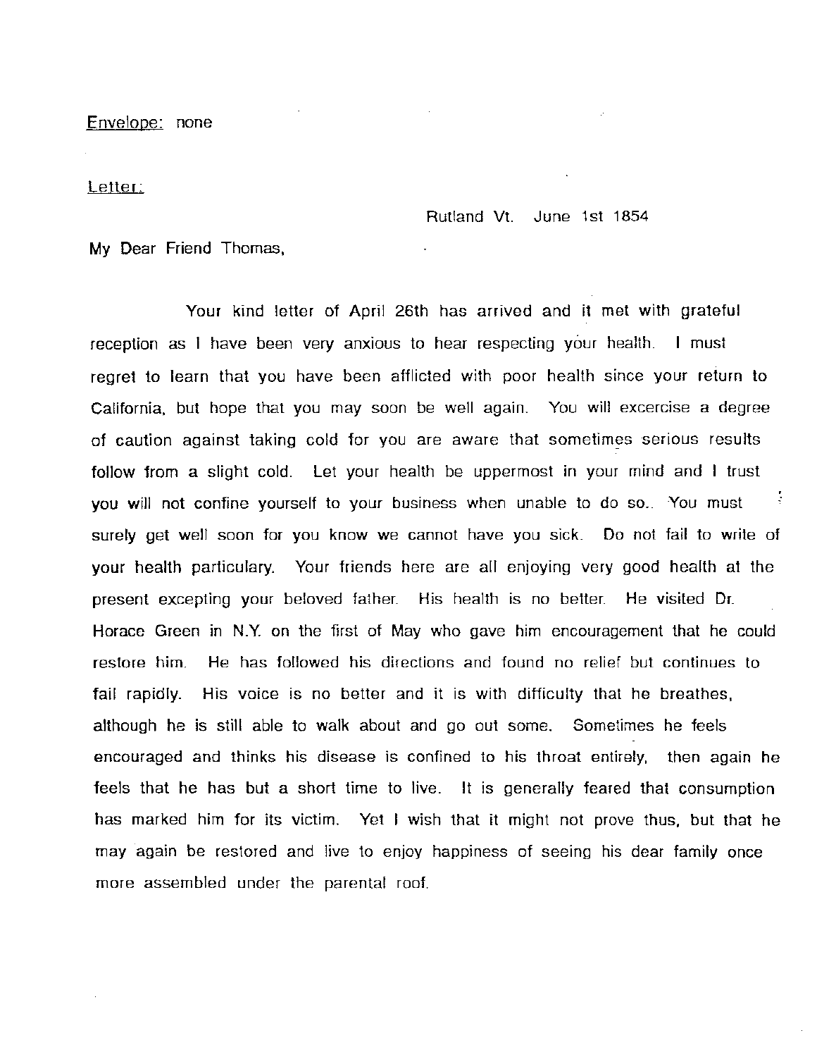Envelope: none

Letter:

Rutland Vt. June 1st 1854

My Dear Friend Thomas,

Your kind letter of April 26th has arrived and it met with grateful reception as I have been very anxious to hear respecting your health. I must regret to learn that you have been afflicted with poor health since your return to California, but hope that you may soon be well again. You will excercise a degree of caution against taking cold for you are aware that sometimes serious results follow from a slight cold. Let your health be uppermost in your mind and I trust you will not confine yourself to your business when unable to do so.. You must surely get well soon for you know we cannot have you sick. Do not fail to write of your health particulary. Your friends here are all enjoying very good health at the present excepting your beloved father. His health is no better. He visited Dr. Horace Green in N.Y. on the first of May who gave him encouragement that he could restore him. He has followed his directions and found no relief but continues to fail rapidly. His voice is no better and it is with difficulty that he breathes, although he is still able to walk about and go out some. Sometimes he feels encouraged and thinks his disease is confined to his throat entirely, then again he feels that he has but a short time to live. It is generally feared that consumption has marked him for its victim. Yet I wish that it might not prove thus, but that he may again be restored and live to enjoy happiness of seeing his dear family once more assembled under the parental roof.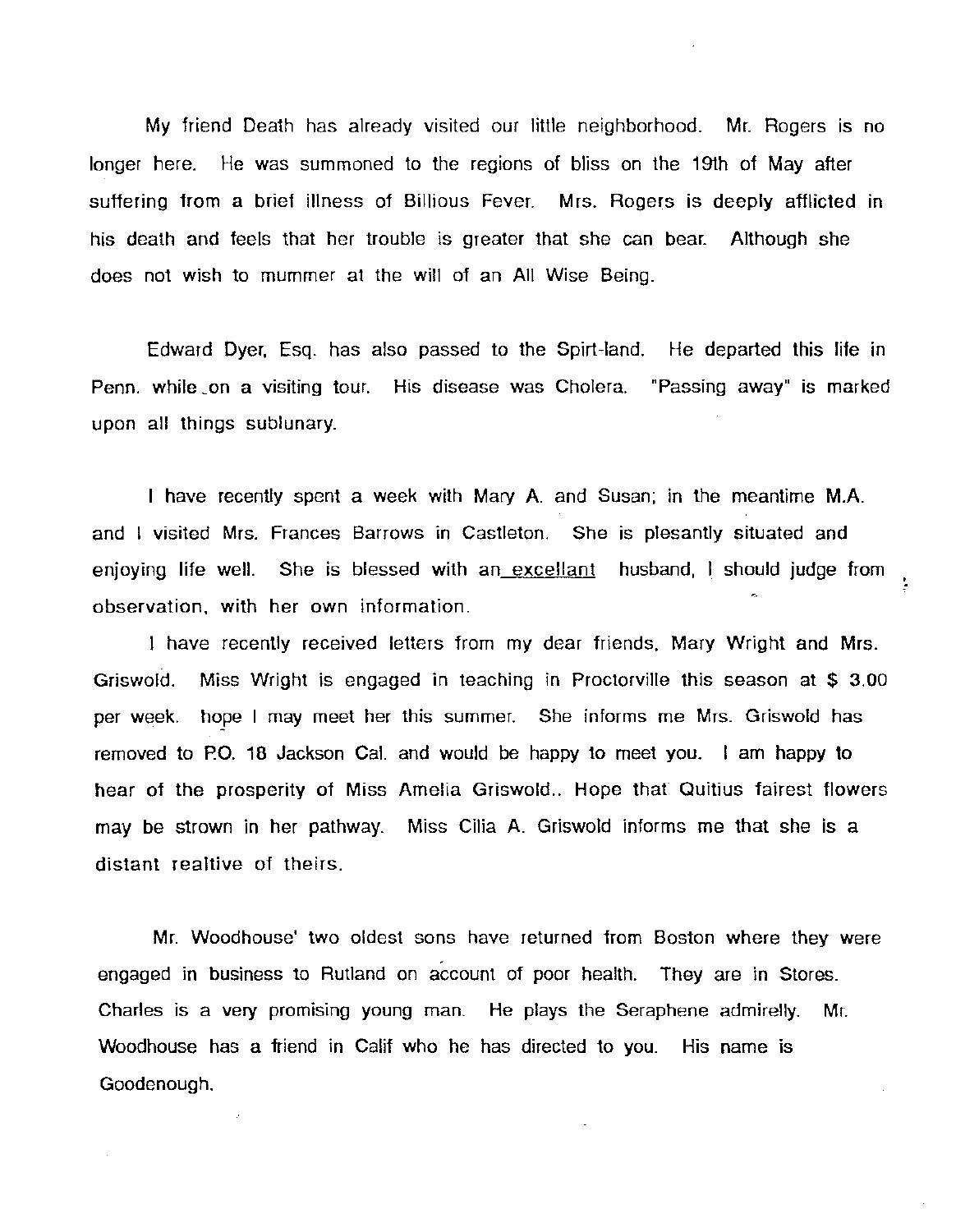My friend Death has already visited our little neighborhood. Mr. Rogers is no longer here. He was summoned to the regions of bliss on the 19th of May after suffering from a brief illness of Billious Fever. Mrs. Rogers is deeply afflicted in his death and feels that her trouble is greater that she can bear. Although she does not wish to mummer at the will of an All Wise Being.

Edward Dyer, Esq. has also passed to the Spirt-land. He departed this life in Penn. while on a visiting tour. His disease was Cholera. "Passing away" is marked upon all things sublunary.

I have recently spent a week with Mary A. and Susan; in the meantime M.A. and I visited Mrs. Frances Barrows in Castleton. She is plesantly situated and enjoying life well. She is blessed with an excellant husband, I should judge from observation, with her own information.

I have recently received letters from my dear friends, Mary Wright and Mrs. Griswold. Miss Wright is engaged in teaching in Proctorville this season at $ 3.00 per week. hope I may meet her this summer. She informs me Mrs. Griswold has removed to P.O. 18 Jackson Cal. and would be happy to meet you. I am happy to hear of the prosperity of Miss Amelia Griswold.. Hope that Quitius fairest flowers may be strown in her pathway. Miss Cilia A. Griswold informs me that she is a distant realtive of theirs.

Mr. Woodhouse' two oldest sons have returned from Boston where they were engaged in business to Rutland on account of poor health. They are in Stores. Charles is a very promising young man. He plays the Seraphene admirelly. Mr. Woodhouse has a friend in Calif who he has directed to you. His name is Goodenough.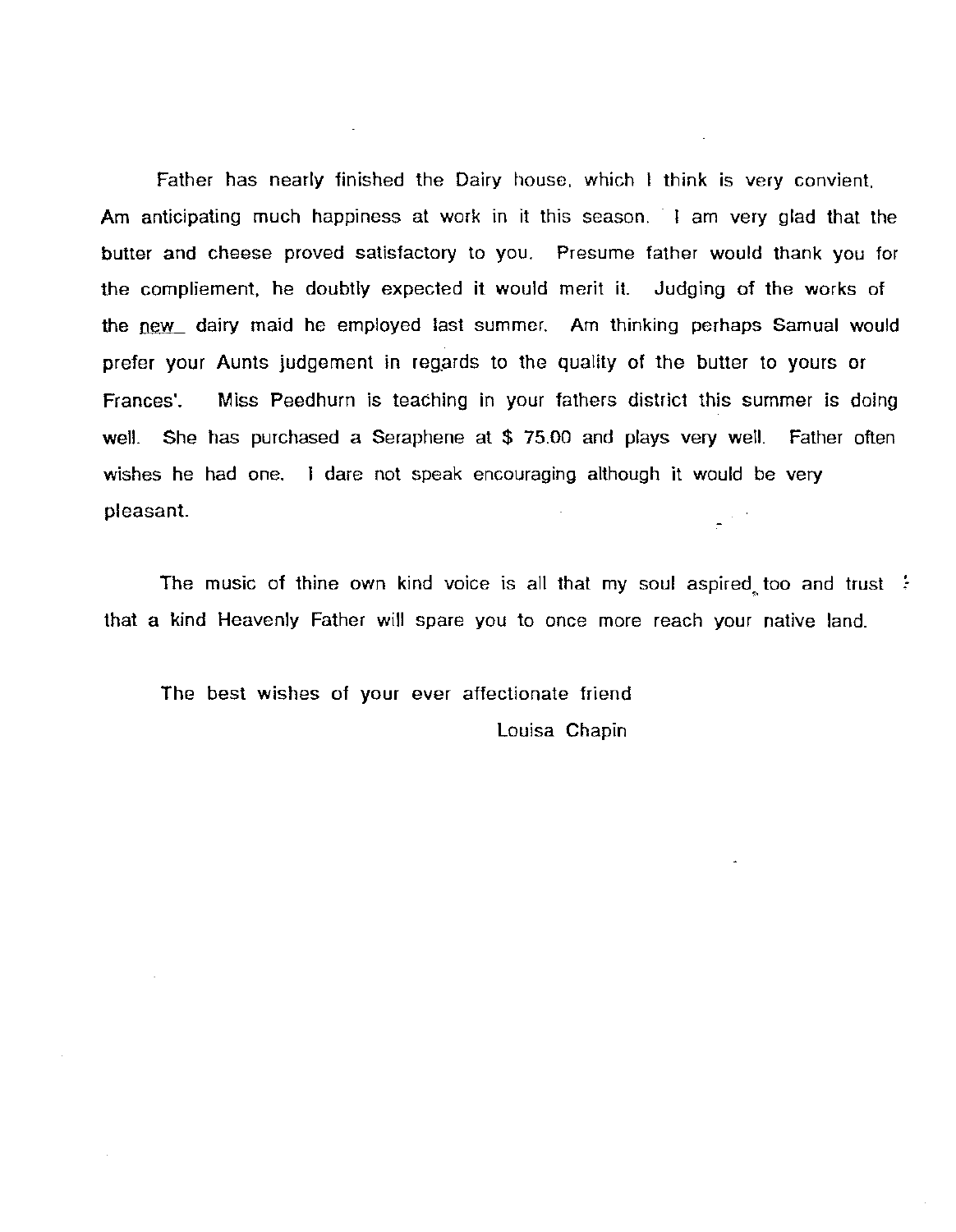Father has nearly finished the Dairy house, which I think is very convient. Am anticipating much happiness at work in it this season. I am very glad that the butter and cheese proved satisfactory to you. Presume father would thank you for the compliement, he doubtly expected it would merit it. Judging of the works of the new dairy maid he employed last summer. Am thinking perhaps Samual would prefer your Aunts judgement in regards to the quality of the butter to yours or Frances'. Miss Peedhurn is teaching in your fathers district this summer is doing well. She has purchased a Seraphene at $ 75.00 and plays very well. Father often wishes he had one. I dare not speak encouraging although it would be very pleasant.

The music of thine own kind voice is all that my soul aspired too and trust that a kind Heavenly Father will spare you to once more reach your native land.

The best wishes of your ever affectionate friend

Louisa Chapin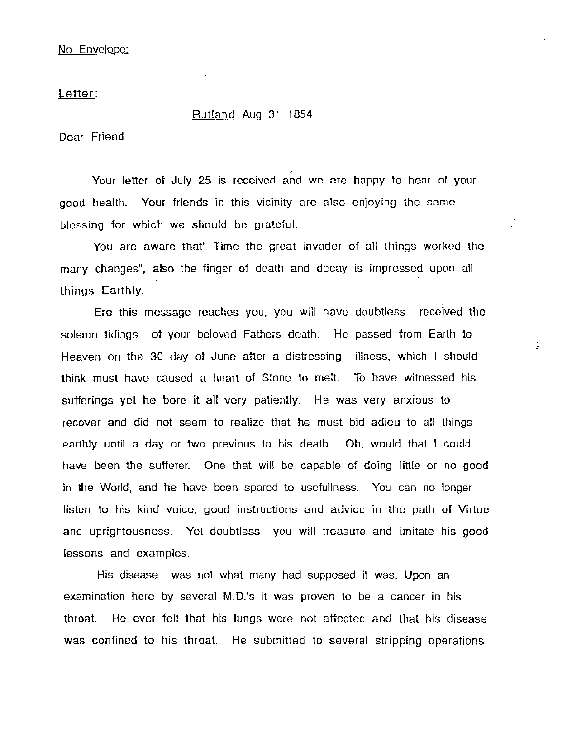<u>No Envelope:</u>

<u>Letter</u>:

<u>Rutland</u> Aug 31 1854

Dear Friend

Your letter of July 25 is received and we are happy to hear of your good health. Your friends in this vicinity are also enjoying the same blessing for which we should be grateful.

You are aware that" Time the great invader of all things worked the many changes", also the finger of death and decay is impressed upon all things Earthly.

Ere this message reaches you, you will have doubtless received the solemn tidings of your beloved Fathers death. He passed from Earth to Heaven on the 30 day of June after a distressing illness, which I should think must have caused a heart of Stone to melt. To have witnessed his sufferings yet he bore it all very patiently. He was very anxious to recover and did not seem to realize that he must bid adieu to all things earthly until a day or two previous to his death . Oh, would that I could have been the sufferer. One that will be capable of doing little or no good in the World, and he have been spared to usefulness. You can no longer listen to his kind voice, good instructions and advice in the path of Virtue and uprightousness. Yet doubtless you will treasure and imitate his good lessons and examples.

His disease was not what many had supposed it was. Upon an examination here by several M.D.'s it was proven to be a cancer in his throat. He ever felt that his lungs were not affected and that his disease was confined to his throat. He submitted to several stripping operations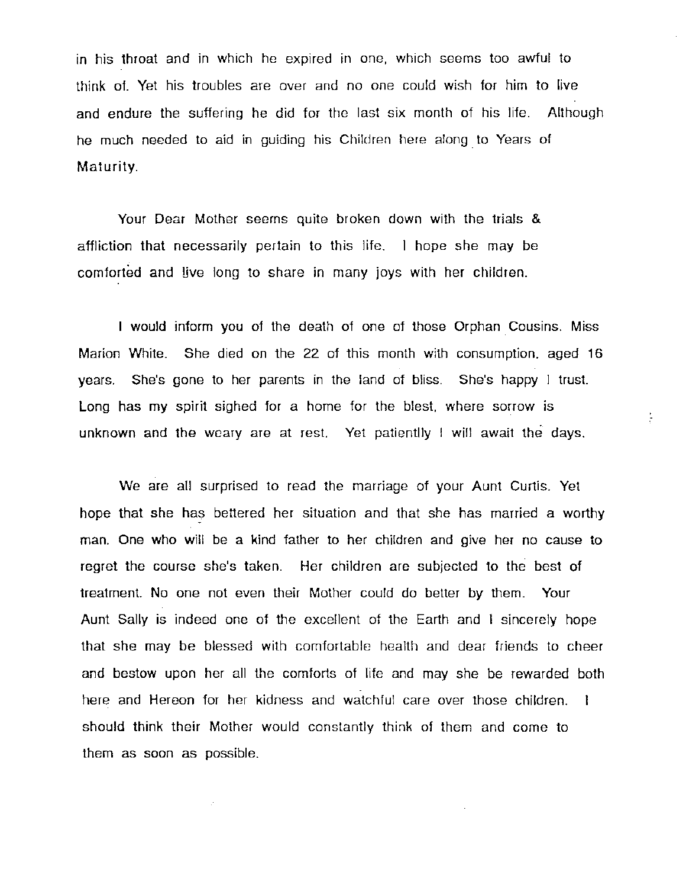in his throat and in which he expired in one, which seems too awful to think of. Yet his troubles are over and no one could wish for him to live and endure the suffering he did for the last six month of his life. Although he much needed to aid in guiding his Children here along to Years of Maturity.

Your Dear Mother seems quite broken down with the trials & affliction that necessarily pertain to this life. I hope she may be comforted and live long to share in many joys with her children.

I would inform you of the death of one of those Orphan Cousins. Miss Marion White. She died on the 22 of this month with consumption, aged 16 years. She's gone to her parents in the land of bliss. She's happy I trust. Long has my spirit sighed for a home for the blest, where sorrow is unknown and the weary are at rest. Yet patientlly I will await the days.

We are all surprised to read the marriage of your Aunt Curtis. Yet hope that she has bettered her situation and that she has married a worthy man. One who will be a kind father to her children and give her no cause to regret the course she's taken. Her children are subjected to the best of treatment. No one not even their Mother could do better by them. Your Aunt Sally is indeed one of the excellent of the Earth and I sincerely hope that she may be blessed with comfortable health and dear friends to cheer and bestow upon her all the comforts of life and may she be rewarded both here and Hereon for her kidness and watchful care over those children. I should think their Mother would constantly think of them and come to them as soon as possible.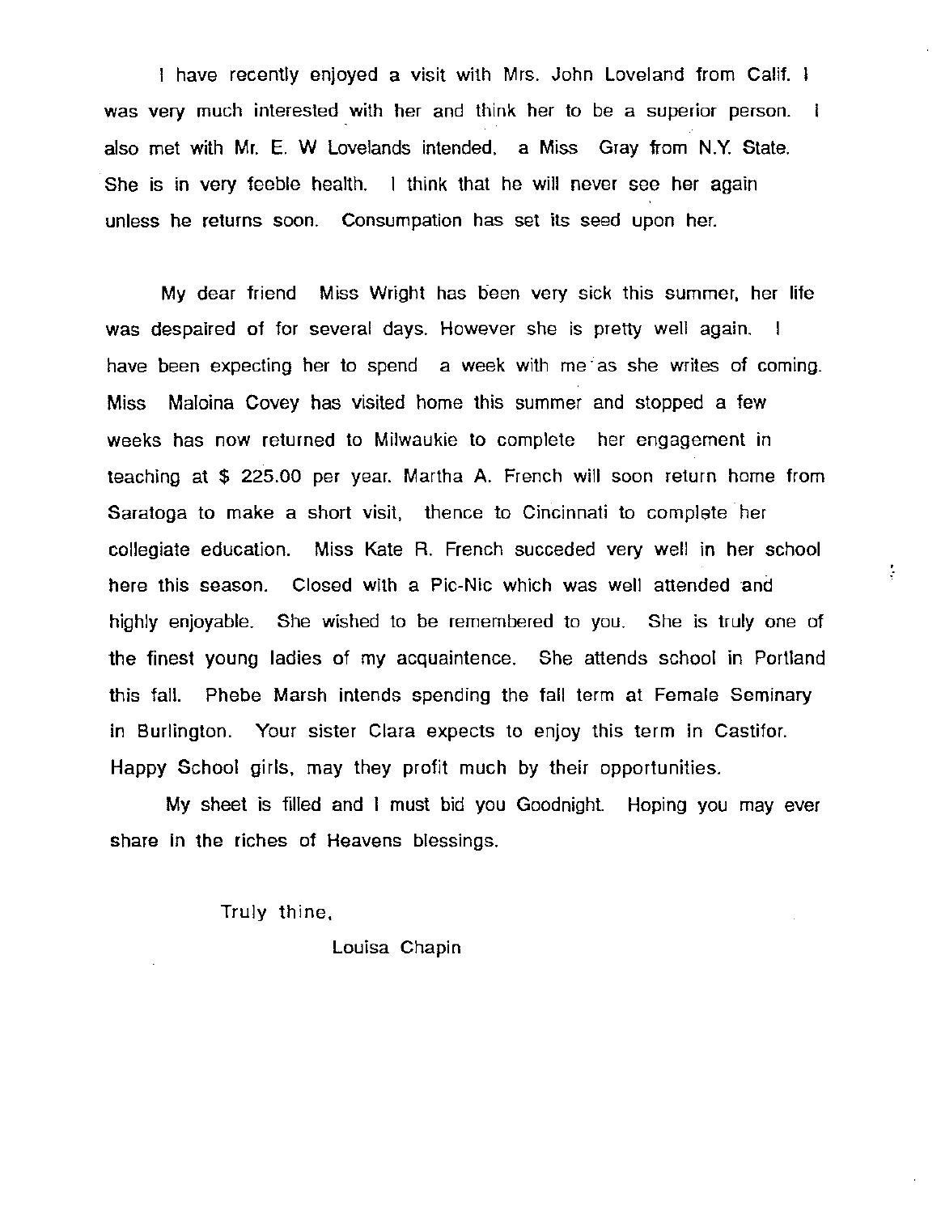I have recently enjoyed a visit with Mrs. John Loveland from Calif. I was very much interested with her and think her to be a superior person. I also met with Mr. E. W Lovelands intended, a Miss Gray from N.Y. State. She is in very feeble health. I think that he will never see her again unless he returns soon. Consumpation has set its seed upon her.

My dear friend Miss Wright has been very sick this summer, her life was despaired of for several days. However she is pretty well again. I have been expecting her to spend a week with me as she writes of coming. Miss Maloina Covey has visited home this summer and stopped a few weeks has now returned to Milwaukie to complete her engagement in teaching at $ 225.00 per year. Martha A. French will soon return home from Saratoga to make a short visit, thence to Cincinnati to complete her collegiate education. Miss Kate R. French succeded very well in her school here this season. Closed with a Pic-Nic which was well attended and highly enjoyable. She wished to be remembered to you. She is truly one of the finest young ladies of my acquaintence. She attends school in Portland this fall. Phebe Marsh intends spending the fall term at Female Seminary in Burlington. Your sister Clara expects to enjoy this term in Castifor. Happy School girls, may they profit much by their opportunities.

My sheet is filled and I must bid you Goodnight. Hoping you may ever share in the riches of Heavens blessings.

Truly thine,

Louisa Chapin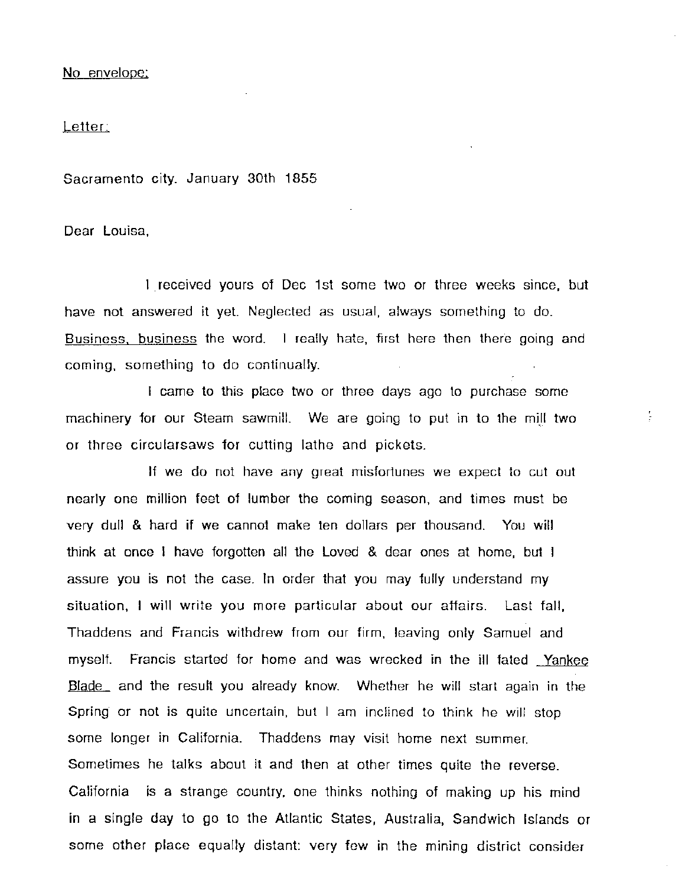No envelope:

Letter:

Sacramento city. January 30th 1855

Dear Louisa,

I received yours of Dec 1st some two or three weeks since, but have not answered it yet. Neglected as usual, always something to do. Business, business the word. I really hate, first here then there going and coming, something to do continually.

I came to this place two or three days ago to purchase some machinery for our Steam sawmill. We are going to put in to the mill two or three circularsaws for cutting lathe and pickets.

If we do not have any great misfortunes we expect to cut out nearly one million feet of lumber the coming season, and times must be very dull & hard if we cannot make ten dollars per thousand. You will think at once I have forgotten all the Loved & dear ones at home, but I assure you is not the case. In order that you may fully understand my situation, I will write you more particular about our affairs. Last fall, Thaddens and Francis withdrew from our firm, leaving only Samuel and myself. Francis started for home and was wrecked in the ill fated Yankee Blade and the result you already know. Whether he will start again in the Spring or not is quite uncertain, but I am inclined to think he will stop some longer in California. Thaddens may visit home next summer. Sometimes he talks about it and then at other times quite the reverse. California is a strange country, one thinks nothing of making up his mind in a single day to go to the Atlantic States, Australia, Sandwich Islands or some other place equally distant: very few in the mining district consider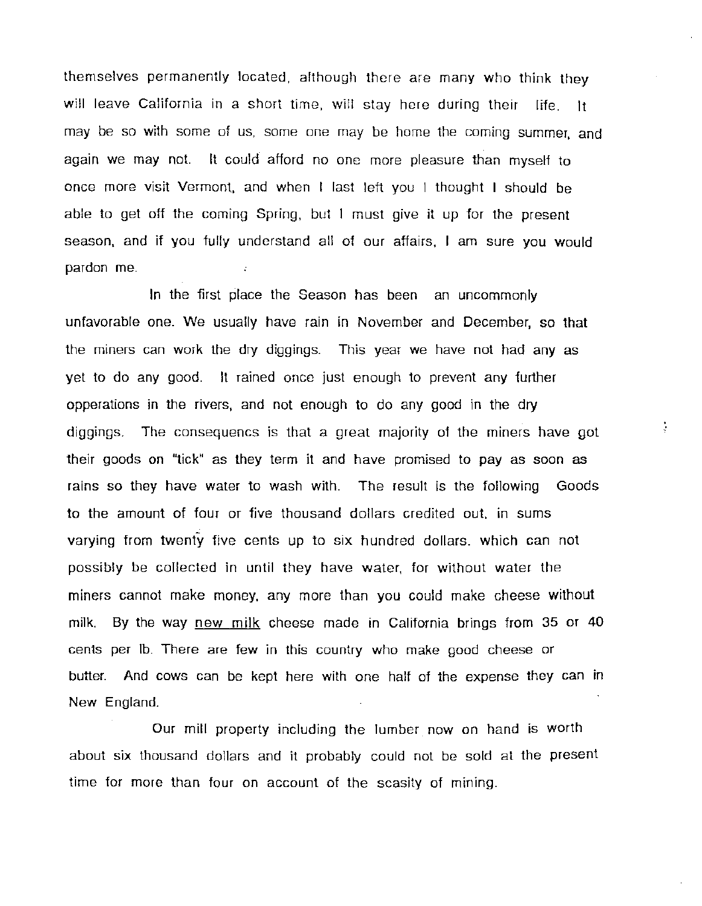themselves permanently located, although there are many who think they will leave California in a short time, will stay here during their life. It may be so with some of us, some one may be home the coming summer, and again we may not. It could afford no one more pleasure than myself to once more visit Vermont, and when I last left you I thought I should be able to get off the coming Spring, but I must give it up for the present season, and if you fully understand all of our affairs, I am sure you would pardon me.

In the first place the Season has been an uncommonly unfavorable one. We usually have rain in November and December, so that the miners can work the dry diggings. This year we have not had any as yet to do any good. It rained once just enough to prevent any further opperations in the rivers, and not enough to do any good in the dry diggings. The consequencs is that a great majority of the miners have got their goods on "tick" as they term it and have promised to pay as soon as rains so they have water to wash with. The result is the following Goods to the amount of four or five thousand dollars credited out, in sums varying from twenty five cents up to six hundred dollars. which can not possibly be collected in until they have water, for without water the miners cannot make money, any more than you could make cheese without milk. By the way <u>new milk</u> cheese made in California brings from 35 or 40 cents per lb. There are few in this country who make good cheese or butter. And cows can be kept here with one half of the expense they can in New England.

Our mill property including the lumber now on hand is worth about six thousand dollars and it probably could not be sold at the present time for more than four on account of the scasity of mining.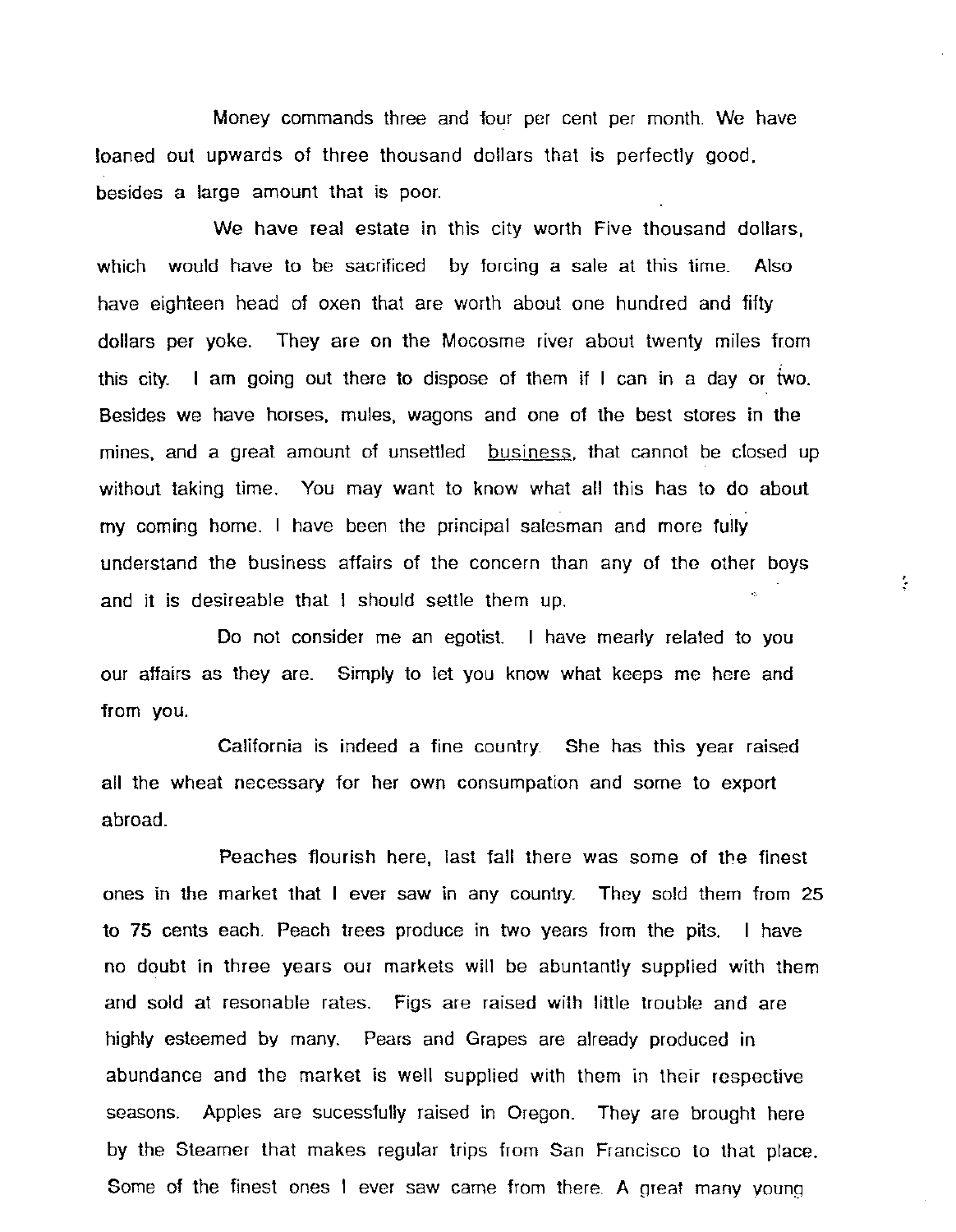Money commands three and four per cent per month. We have loaned out upwards of three thousand dollars that is perfectly good, besides a large amount that is poor.

We have real estate in this city worth Five thousand dollars, which would have to be sacrificed by forcing a sale at this time. Also have eighteen head of oxen that are worth about one hundred and fifty dollars per yoke. They are on the Mocosme river about twenty miles from this city. I am going out there to dispose of them if I can in a day or two. Besides we have horses, mules, wagons and one of the best stores in the mines, and a great amount of unsettled <u>business</u>, that cannot be closed up without taking time. You may want to know what all this has to do about my coming home. I have been the principal salesman and more fully understand the business affairs of the concern than any of the other boys and it is desireable that I should settle them up.

Do not consider me an egotist. I have mearly related to you our affairs as they are. Simply to let you know what keeps me here and from you.

California is indeed a fine country. She has this year raised all the wheat necessary for her own consumpation and some to export abroad.

Peaches flourish here, last fall there was some of the finest ones in the market that I ever saw in any country. They sold them from 25 to 75 cents each. Peach trees produce in two years from the pits. I have no doubt in three years our markets will be abuntantly supplied with them and sold at resonable rates. Figs are raised with little trouble and are highly esteemed by many. Pears and Grapes are already produced in abundance and the market is well supplied with them in their respective seasons. Apples are sucessfully raised in Oregon. They are brought here by the Steamer that makes regular trips from San Francisco to that place. Some of the finest ones I ever saw came from there. A great many young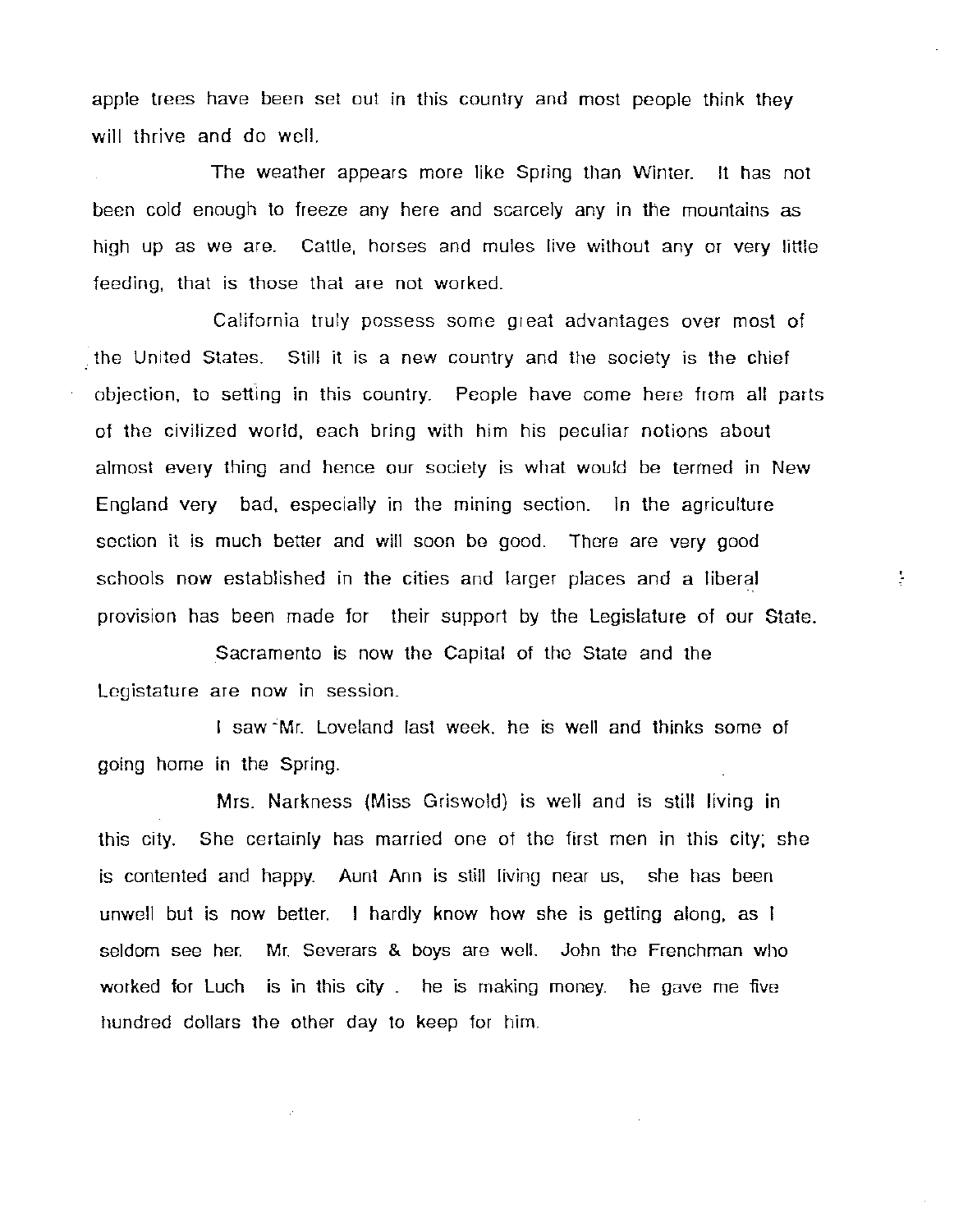apple trees have been set out in this country and most people think they will thrive and do well.

The weather appears more like Spring than Winter. It has not been cold enough to freeze any here and scarcely any in the mountains as high up as we are. Cattle, horses and mules live without any or very little feeding, that is those that are not worked.

California truly possess some great advantages over most of the United States. Still it is a new country and the society is the chief objection, to setting in this country. People have come here from all parts of the civilized world, each bring with him his peculiar notions about almost every thing and hence our society is what would be termed in New England very bad, especially in the mining section. In the agriculture section it is much better and will soon be good. There are very good schools now established in the cities and larger places and a liberal provision has been made for their support by the Legislature of our State.

Sacramento is now the Capital of the State and the Legislature are now in session.

I saw Mr. Loveland last week. he is well and thinks some of going home in the Spring.

Mrs. Narkness (Miss Griswold) is well and is still living in this city. She certainly has married one of the first men in this city; she is contented and happy. Aunt Ann is still living near us, she has been unwell but is now better. I hardly know how she is getting along, as I seldom see her. Mr. Severars & boys are well. John the Frenchman who worked for Luch is in this city . he is making money. he gave me five hundred dollars the other day to keep for him.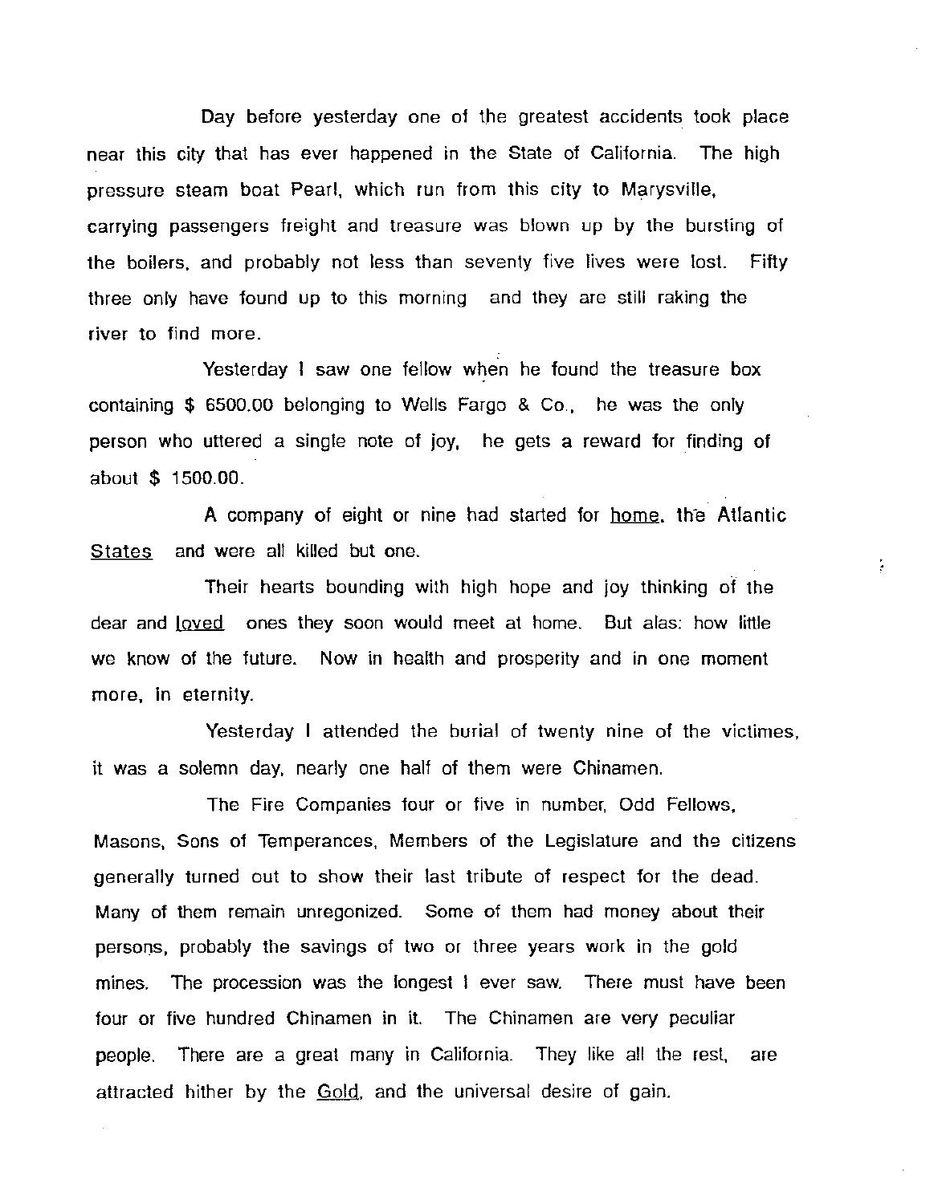Day before yesterday one of the greatest accidents took place near this city that has ever happened in the State of California. The high pressure steam boat Pearl, which run from this city to Marysville, carrying passengers freight and treasure was blown up by the bursting of the boilers, and probably not less than seventy five lives were lost. Fifty three only have found up to this morning and they are still raking the river to find more.

Yesterday I saw one fellow when he found the treasure box containing $ 6500.00 belonging to Wells Fargo & Co., he was the only person who uttered a single note of joy, he gets a reward for finding of about $ 1500.00.

A company of eight or nine had started for <u>home</u>, the Atlantic <u>States</u> and were all killed but one.

Their hearts bounding with high hope and joy thinking of the dear and <u>loved</u> ones they soon would meet at home. But alas: how little we know of the future. Now in health and prosperity and in one moment more, in eternity.

Yesterday I attended the burial of twenty nine of the victimes, it was a solemn day, nearly one half of them were Chinamen.

The Fire Companies four or five in number, Odd Fellows, Masons, Sons of Temperances, Members of the Legislature and the citizens generally turned out to show their last tribute of respect for the dead. Many of them remain unregonized. Some of them had money about their persons, probably the savings of two or three years work in the gold mines. The procession was the longest I ever saw. There must have been four or five hundred Chinamen in it. The Chinamen are very peculiar people. There are a great many in California. They like all the rest, are attracted hither by the <u>Gold</u>, and the universal desire of gain.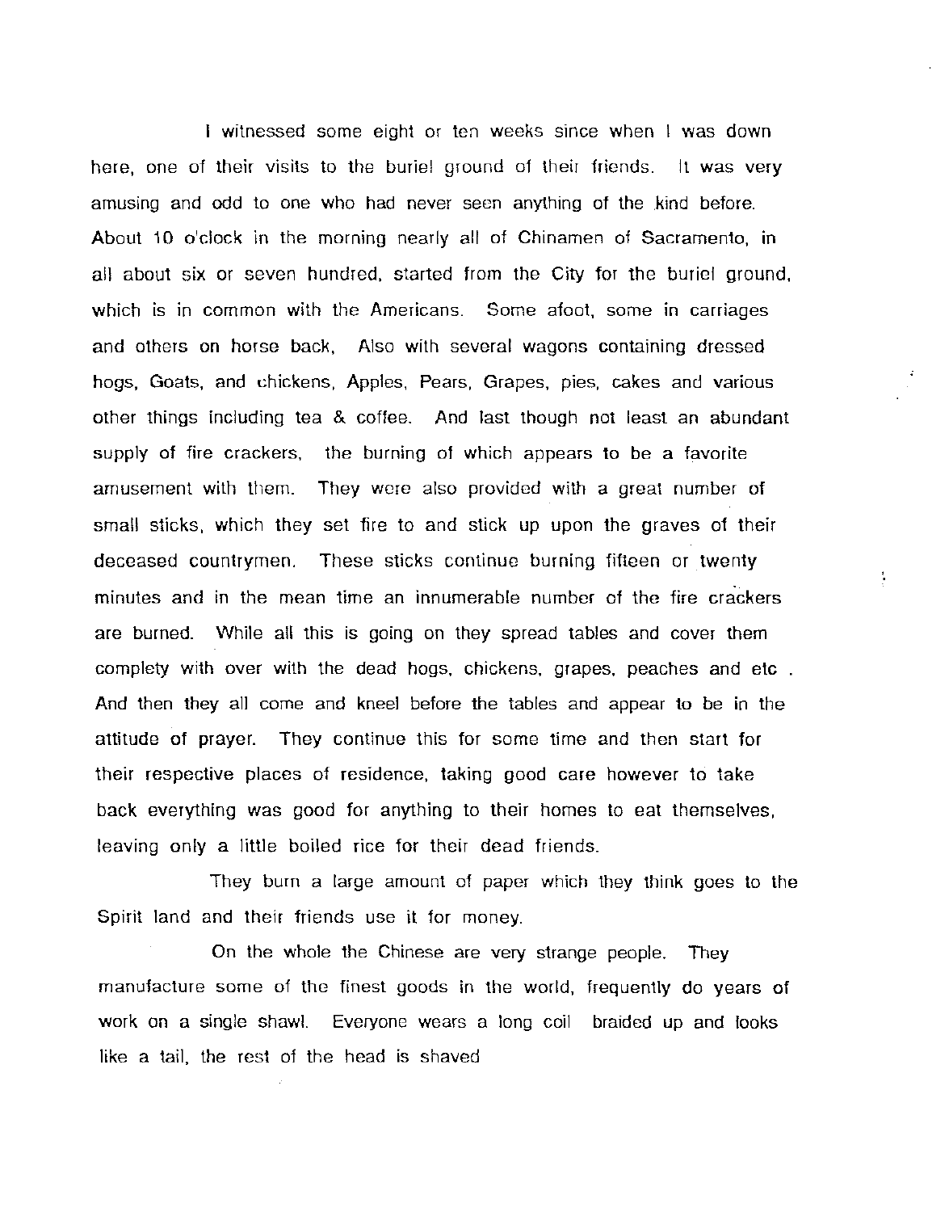I witnessed some eight or ten weeks since when I was down here, one of their visits to the buriel ground of their friends. It was very amusing and odd to one who had never seen anything of the kind before. About 10 o'clock in the morning nearly all of Chinamen of Sacramento, in all about six or seven hundred, started from the City for the buriel ground, which is in common with the Americans. Some afoot, some in carriages and others on horse back, Also with several wagons containing dressed hogs, Goats, and chickens, Apples, Pears, Grapes, pies, cakes and various other things including tea & coffee. And last though not least an abundant supply of fire crackers, the burning of which appears to be a favorite amusement with them. They were also provided with a great number of small sticks, which they set fire to and stick up upon the graves of their deceased countrymen. These sticks continue burning fifteen or twenty minutes and in the mean time an innumerable number of the fire crackers are burned. While all this is going on they spread tables and cover them complety with over with the dead hogs, chickens, grapes, peaches and etc . And then they all come and kneel before the tables and appear to be in the attitude of prayer. They continue this for some time and then start for their respective places of residence, taking good care however to take back everything was good for anything to their homes to eat themselves, leaving only a little boiled rice for their dead friends.

They burn a large amount of paper which they think goes to the Spirit land and their friends use it for money.

On the whole the Chinese are very strange people. They manufacture some of the finest goods in the world, frequently do years of work on a single shawl. Everyone wears a long coil braided up and looks like a tail, the rest of the head is shaved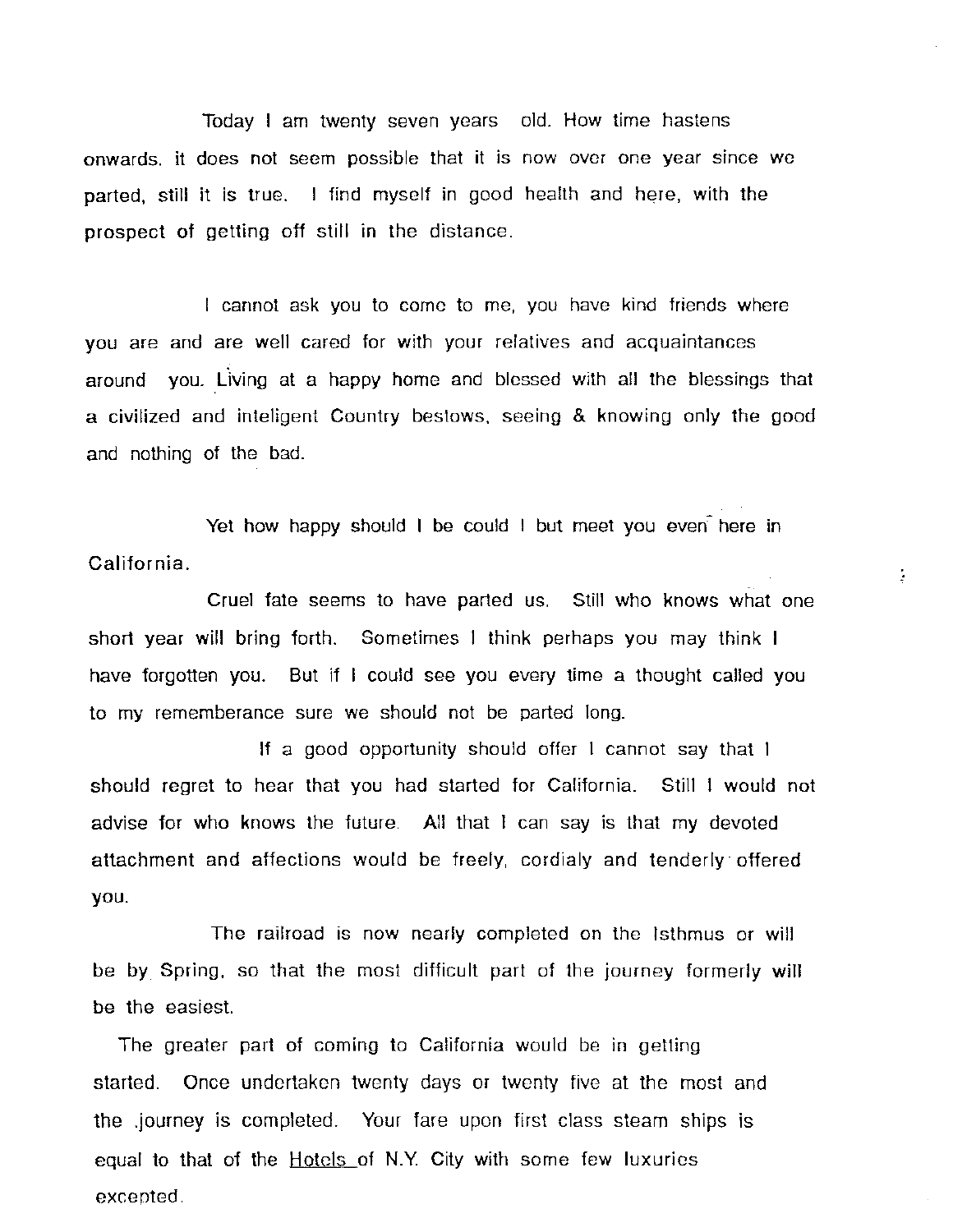Today I am twenty seven years old. How time hastens onwards. it does not seem possible that it is now over one year since we parted, still it is true. I find myself in good health and here, with the prospect of getting off still in the distance.

I cannot ask you to come to me, you have kind friends where you are and are well cared for with your relatives and acquaintances around you. Living at a happy home and blessed with all the blessings that a civilized and inteligent Country bestows, seeing & knowing only the good and nothing of the bad.

Yet how happy should I be could I but meet you even here in California.

Cruel fate seems to have parted us. Still who knows what one short year will bring forth. Sometimes I think perhaps you may think I have forgotten you. But if I could see you every time a thought called you to my rememberance sure we should not be parted long.

If a good opportunity should offer I cannot say that I should regret to hear that you had started for California. Still I would not advise for who knows the future. All that I can say is that my devoted attachment and affections would be freely, cordialy and tenderly offered you.

The railroad is now nearly completed on the Isthmus or will be by Spring, so that the most difficult part of the journey formerly will be the easiest.

The greater part of coming to California would be in getting started. Once undertaken twenty days or twenty five at the most and the journey is completed. Your fare upon first class steam ships is equal to that of the Hotels of N.Y. City with some few luxuries excepted.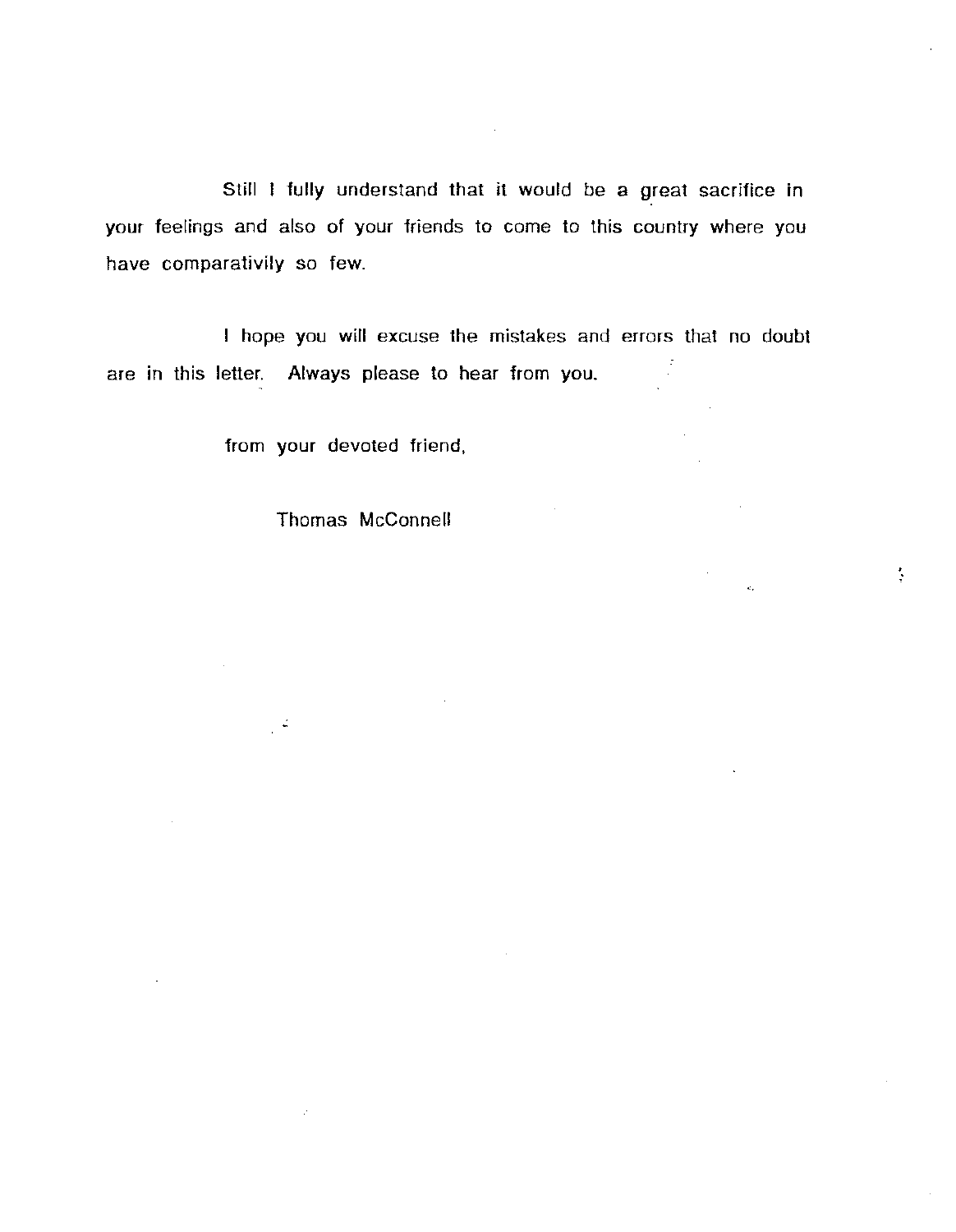Still I fully understand that it would be a great sacrifice in your feelings and also of your friends to come to this country where you have comparativily so few.

I hope you will excuse the mistakes and errors that no doubt are in this letter. Always please to hear from you.

from your devoted friend,

Thomas McConnell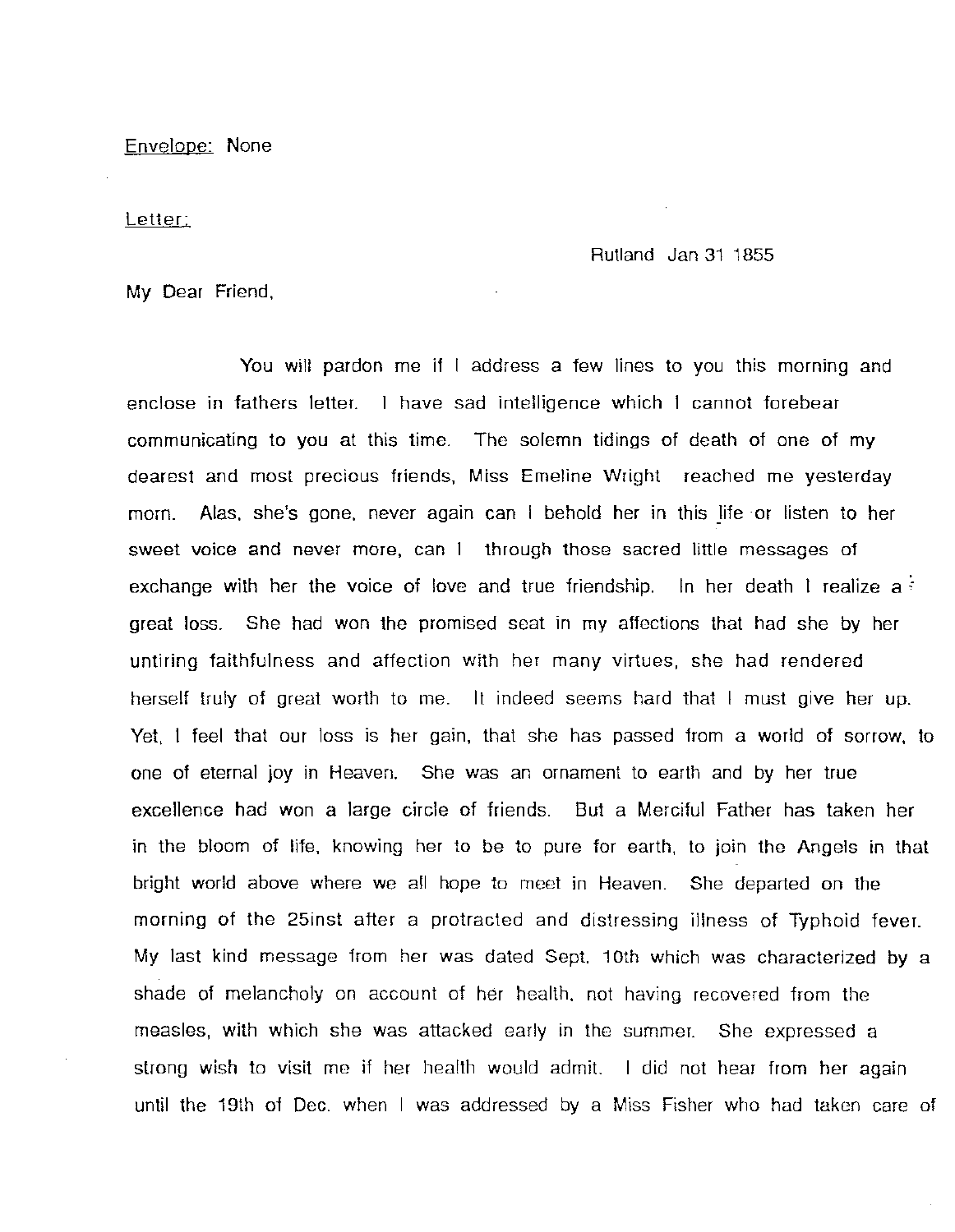Envelope: None

Letter:

Rutland Jan 31 1855

My Dear Friend,

You will pardon me if I address a few lines to you this morning and enclose in fathers letter. I have sad intelligence which I cannot forebear communicating to you at this time. The solemn tidings of death of one of my dearest and most precious friends, Miss Emeline Wright reached me yesterday morn. Alas, she's gone, never again can I behold her in this life or listen to her sweet voice and never more, can I through those sacred little messages of exchange with her the voice of love and true friendship. In her death I realize a great loss. She had won the promised seat in my affections that had she by her untiring faithfulness and affection with her many virtues, she had rendered herself truly of great worth to me. It indeed seems hard that I must give her up. Yet, I feel that our loss is her gain, that she has passed from a world of sorrow, to one of eternal joy in Heaven. She was an ornament to earth and by her true excellence had won a large circle of friends. But a Merciful Father has taken her in the bloom of life, knowing her to be to pure for earth, to join the Angels in that bright world above where we all hope to meet in Heaven. She departed on the morning of the 25inst after a protracted and distressing illness of Typhoid fever. My last kind message from her was dated Sept. 10th which was characterized by a shade of melancholy on account of her health, not having recovered from the measles, with which she was attacked early in the summer. She expressed a strong wish to visit me if her health would admit. I did not hear from her again until the 19th of Dec. when I was addressed by a Miss Fisher who had taken care of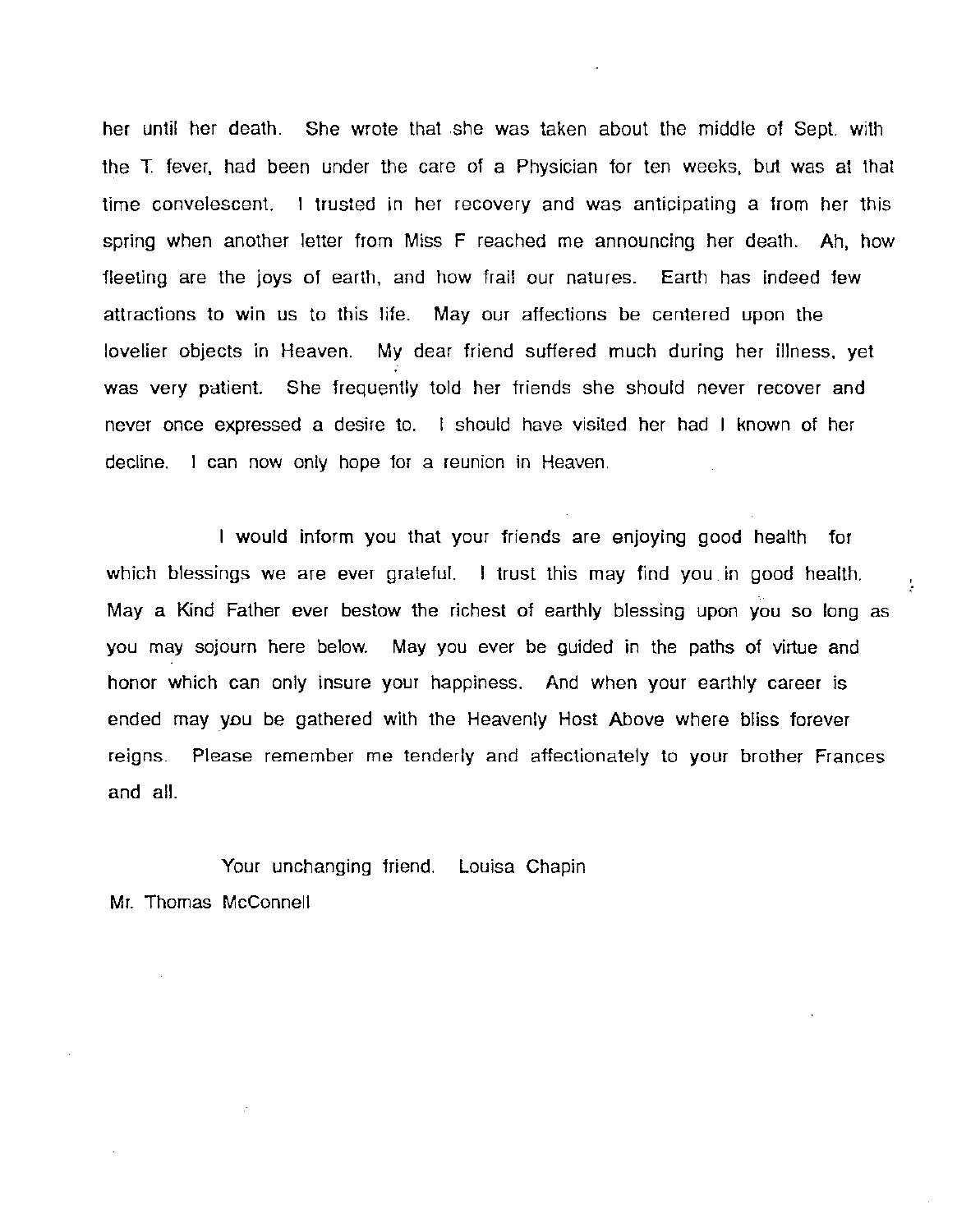her until her death. She wrote that she was taken about the middle of Sept. with the T. fever, had been under the care of a Physician for ten weeks, but was at that time convelescent. I trusted in her recovery and was anticipating a from her this spring when another letter from Miss F reached me announcing her death. Ah, how fleeting are the joys of earth, and how frail our natures. Earth has indeed few attractions to win us to this life. May our affections be centered upon the lovelier objects in Heaven. My dear friend suffered much during her illness, yet was very patient. She frequently told her friends she should never recover and never once expressed a desire to. I should have visited her had I known of her decline. I can now only hope for a reunion in Heaven.

I would inform you that your friends are enjoying good health for which blessings we are ever grateful. I trust this may find you in good health. May a Kind Father ever bestow the richest of earthly blessing upon you so long as you may sojourn here below. May you ever be guided in the paths of virtue and honor which can only insure your happiness. And when your earthly career is ended may you be gathered with the Heavenly Host Above where bliss forever reigns. Please remember me tenderly and affectionately to your brother Frances and all.

Your unchanging friend. Louisa Chapin

Mr. Thomas McConnell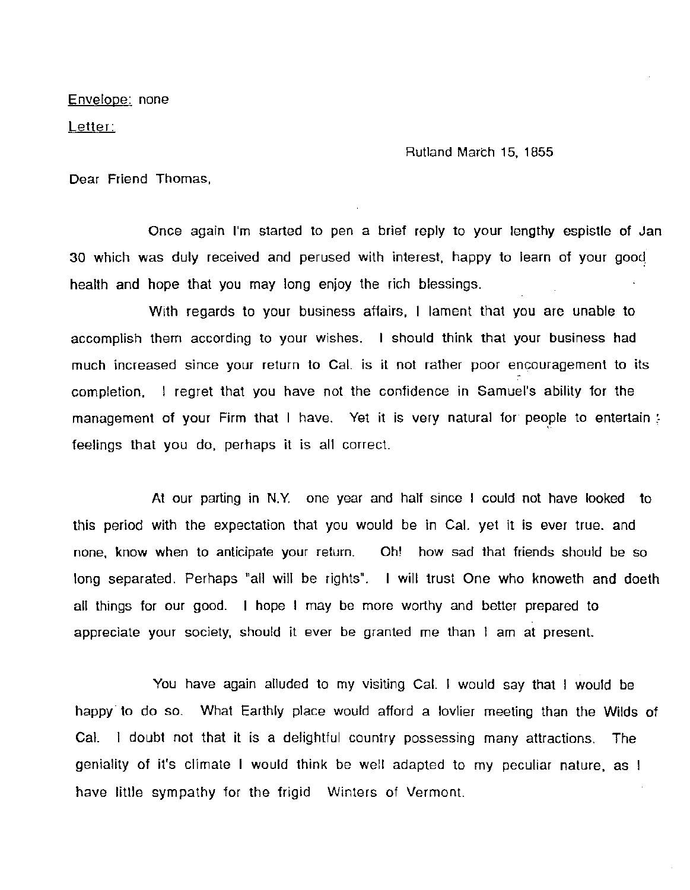Envelope: none

Letter:

Rutland March 15, 1855

Dear Friend Thomas,

Once again I'm started to pen a brief reply to your lengthy espistle of Jan 30 which was duly received and perused with interest, happy to learn of your good health and hope that you may long enjoy the rich blessings.

With regards to your business affairs, I lament that you are unable to accomplish them according to your wishes. I should think that your business had much increased since your return to Cal. is it not rather poor encouragement to its completion. I regret that you have not the confidence in Samuel's ability for the management of your Firm that I have. Yet it is very natural for people to entertain feelings that you do, perhaps it is all correct.

At our parting in N.Y. one year and half since I could not have looked to this period with the expectation that you would be in Cal. yet it is ever true. and none, know when to anticipate your return. Oh! how sad that friends should be so long separated. Perhaps "all will be rights". I will trust One who knoweth and doeth all things for our good. I hope I may be more worthy and better prepared to appreciate your society, should it ever be granted me than I am at present.

You have again alluded to my visiting Cal. I would say that I would be happy to do so. What Earthly place would afford a lovlier meeting than the Wilds of Cal. I doubt not that it is a delightful country possessing many attractions. The geniality of it's climate I would think be well adapted to my peculiar nature, as I have little sympathy for the frigid Winters of Vermont.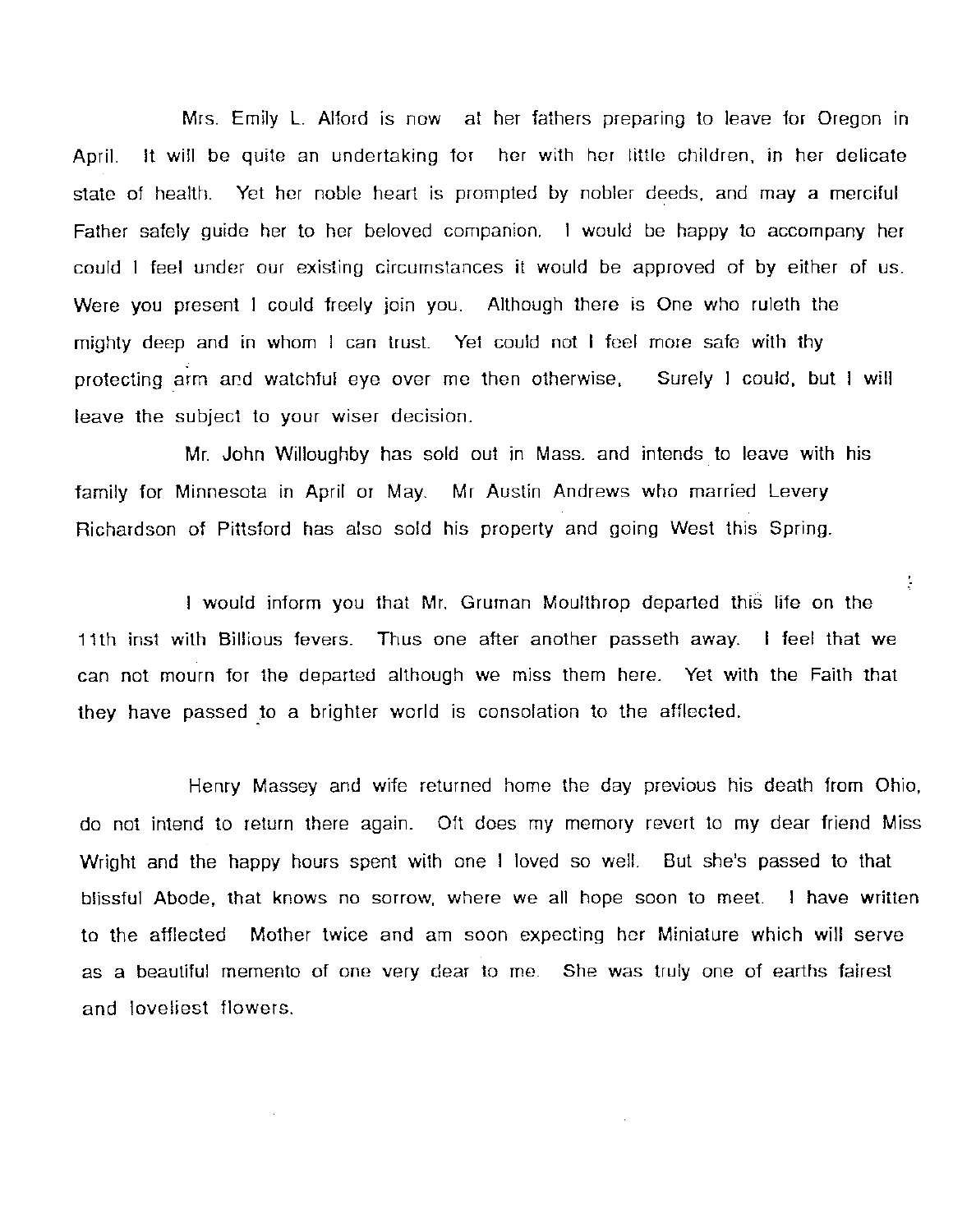Mrs. Emily L. Alford is now at her fathers preparing to leave for Oregon in April. It will be quite an undertaking for her with her little children, in her delicate state of health. Yet her noble heart is prompted by nobler deeds, and may a merciful Father safely guide her to her beloved companion. I would be happy to accompany her could I feel under our existing circumstances it would be approved of by either of us. Were you present I could freely join you. Although there is One who ruleth the mighty deep and in whom I can trust. Yet could not I feel more safe with thy protecting arm and watchful eye over me then otherwise. Surely I could, but I will leave the subject to your wiser decision.

Mr. John Willoughby has sold out in Mass. and intends to leave with his family for Minnesota in April or May. Mr Austin Andrews who married Levery Richardson of Pittsford has also sold his property and going West this Spring.

I would inform you that Mr. Gruman Moulthrop departed this life on the 11th inst with Billious fevers. Thus one after another passeth away. I feel that we can not mourn for the departed although we miss them here. Yet with the Faith that they have passed to a brighter world is consolation to the afflected.

Henry Massey and wife returned home the day previous his death from Ohio, do not intend to return there again. Oft does my memory revert to my dear friend Miss Wright and the happy hours spent with one I loved so well. But she's passed to that blissful Abode, that knows no sorrow, where we all hope soon to meet. I have written to the afflected Mother twice and am soon expecting her Miniature which will serve as a beautiful memento of one very dear to me. She was truly one of earths fairest and loveliest flowers.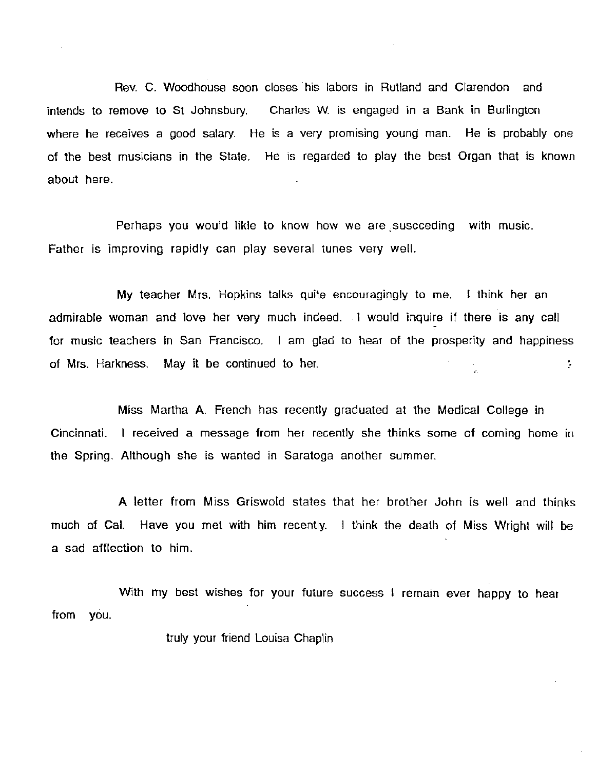Rev. C. Woodhouse soon closes his labors in Rutland and Clarendon and intends to remove to St Johnsbury. Charles W. is engaged in a Bank in Burlington where he receives a good salary. He is a very promising young man. He is probably one of the best musicians in the State. He is regarded to play the best Organ that is known about here.

Perhaps you would likle to know how we are suscceding with music. Father is improving rapidly can play several tunes very well.

My teacher Mrs. Hopkins talks quite encouragingly to me. I think her an admirable woman and love her very much indeed. I would inquire if there is any call for music teachers in San Francisco. I am glad to hear of the prosperity and happiness of Mrs. Harkness. May it be continued to her.

Miss Martha A. French has recently graduated at the Medical College in Cincinnati. I received a message from her recently she thinks some of coming home in the Spring. Although she is wanted in Saratoga another summer.

A letter from Miss Griswold states that her brother John is well and thinks much of Cal. Have you met with him recently. I think the death of Miss Wright will be a sad affection to him.

With my best wishes for your future success I remain ever happy to hear from you.

truly your friend Louisa Chaplin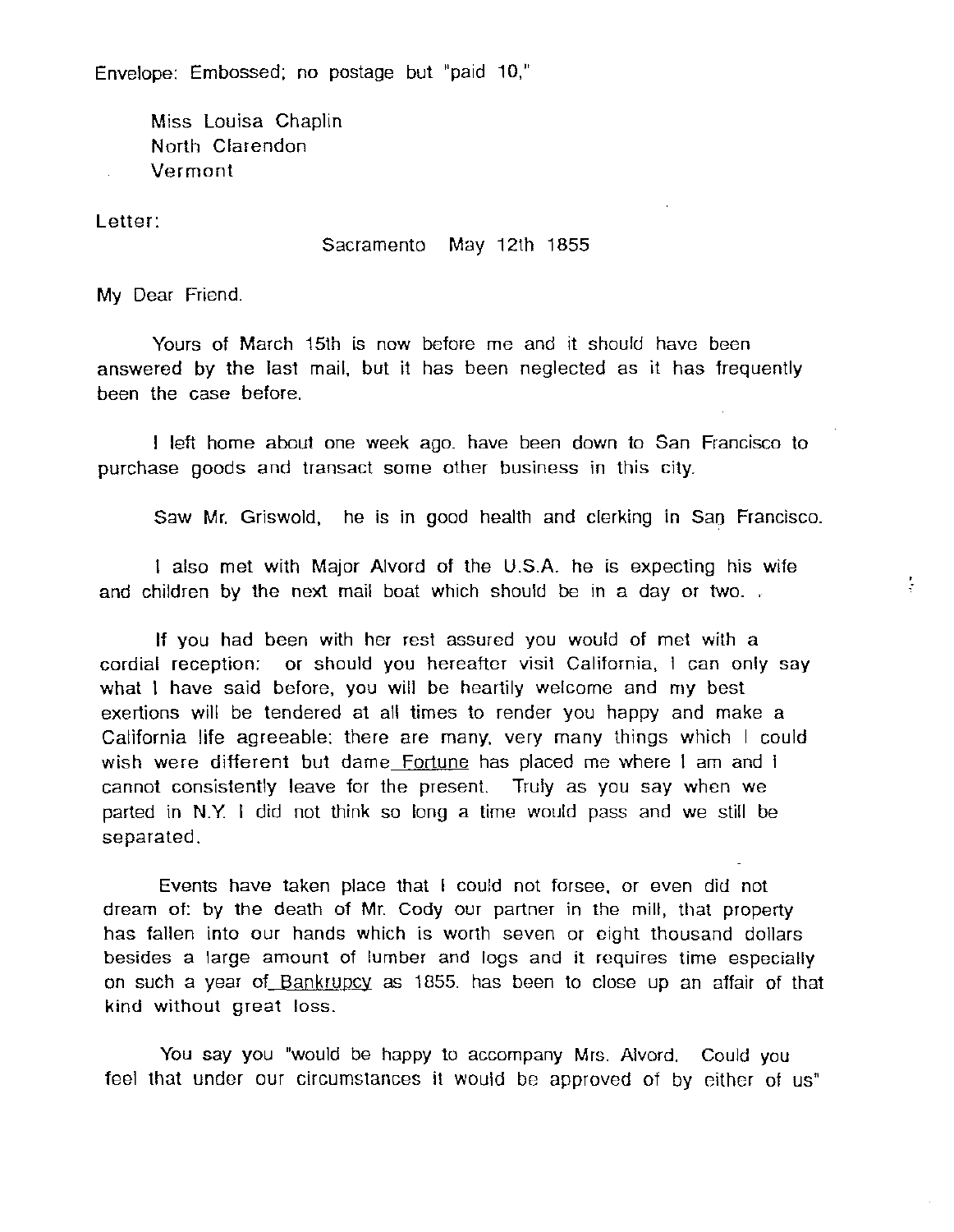Envelope: Embossed; no postage but "paid 10,"

Miss Louisa Chaplin
North Clarendon
Vermont

Letter:

Sacramento May 12th 1855

My Dear Friend.

Yours of March 15th is now before me and it should have been answered by the last mail, but it has been neglected as it has frequently been the case before.

I left home about one week ago. have been down to San Francisco to purchase goods and transact some other business in this city.

Saw Mr. Griswold, he is in good health and clerking in San Francisco.

I also met with Major Alvord of the U.S.A. he is expecting his wife and children by the next mail boat which should be in a day or two. .

If you had been with her rest assured you would of met with a cordial reception: or should you hereafter visit California, I can only say what I have said before, you will be heartily welcome and my best exertions will be tendered at all times to render you happy and make a California life agreeable: there are many, very many things which I could wish were different but dame <u>Fortune</u> has placed me where I am and I cannot consistently leave for the present. Truly as you say when we parted in N.Y. I did not think so long a time would pass and we still be separated.

Events have taken place that I could not forsee, or even did not dream of: by the death of Mr. Cody our partner in the mill, that property has fallen into our hands which is worth seven or eight thousand dollars besides a large amount of lumber and logs and it requires time especially on such a year of <u>Bankrupcy</u> as 1855. has been to close up an affair of that kind without great loss.

You say you "would be happy to accompany Mrs. Alvord. Could you feel that under our circumstances it would be approved of by either of us"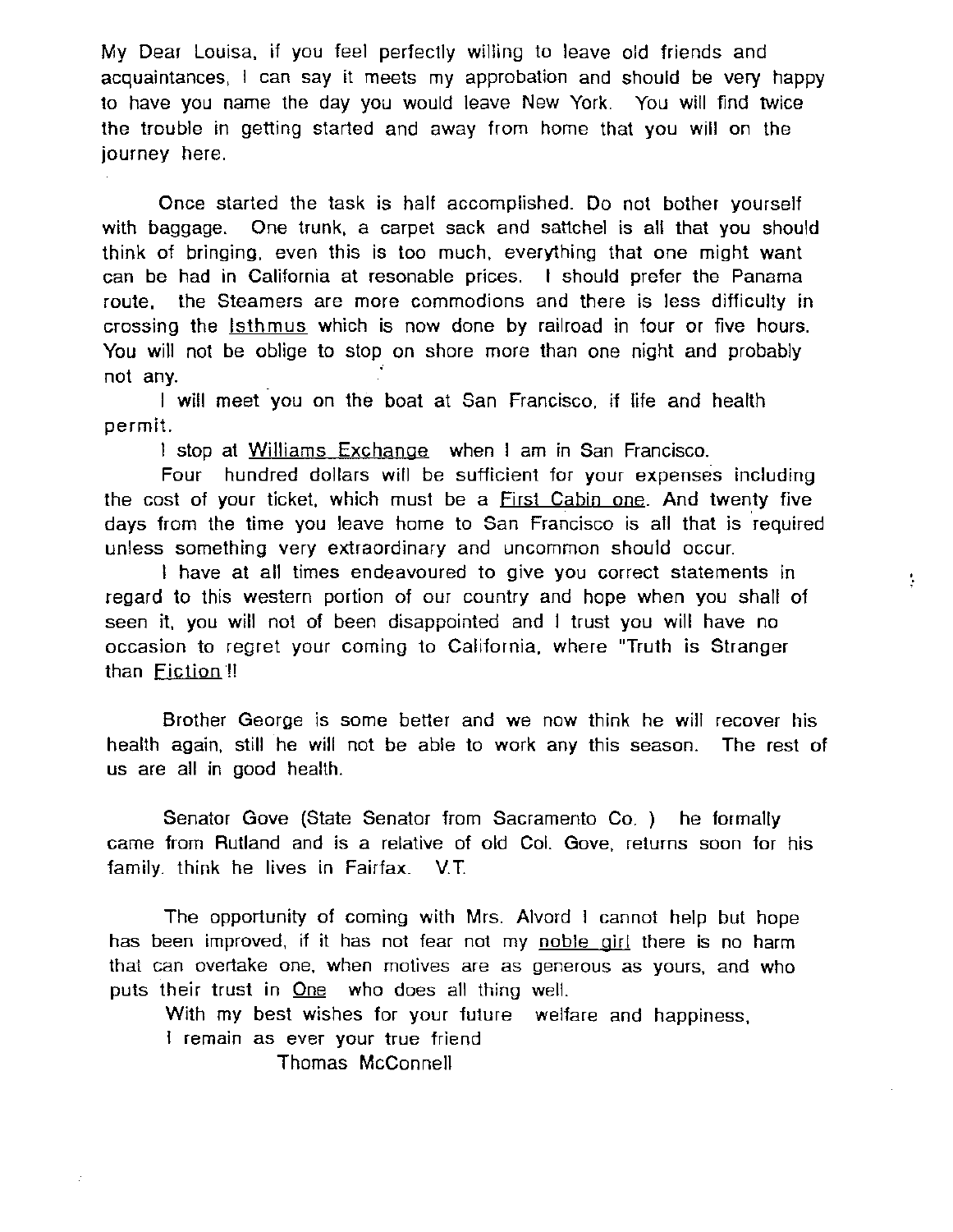My Dear Louisa, if you feel perfectly willing to leave old friends and acquaintances, I can say it meets my approbation and should be very happy to have you name the day you would leave New York. You will find twice the trouble in getting started and away from home that you will on the journey here.

Once started the task is half accomplished. Do not bother yourself with baggage. One trunk, a carpet sack and sattchel is all that you should think of bringing, even this is too much, everything that one might want can be had in California at resonable prices. I should prefer the Panama route, the Steamers are more commodions and there is less difficulty in crossing the Isthmus which is now done by railroad in four or five hours. You will not be oblige to stop on shore more than one night and probably not any.

I will meet you on the boat at San Francisco, if life and health permit.

I stop at Williams Exchange when I am in San Francisco.

Four hundred dollars will be sufficient for your expenses including the cost of your ticket, which must be a First Cabin one. And twenty five days from the time you leave home to San Francisco is all that is required unless something very extraordinary and uncommon should occur.

I have at all times endeavoured to give you correct statements in regard to this western portion of our country and hope when you shall of seen it, you will not of been disappointed and I trust you will have no occasion to regret your coming to California, where "Truth is Stranger than Fiction"!!

Brother George is some better and we now think he will recover his health again, still he will not be able to work any this season. The rest of us are all in good health.

Senator Gove (State Senator from Sacramento Co. ) he formally came from Rutland and is a relative of old Col. Gove, returns soon for his family. think he lives in Fairfax. V.T.

The opportunity of coming with Mrs. Alvord I cannot help but hope has been improved, if it has not fear not my noble girl there is no harm that can overtake one, when motives are as generous as yours, and who puts their trust in One who does all thing well.

With my best wishes for your future welfare and happiness,

I remain as ever your true friend

Thomas McConnell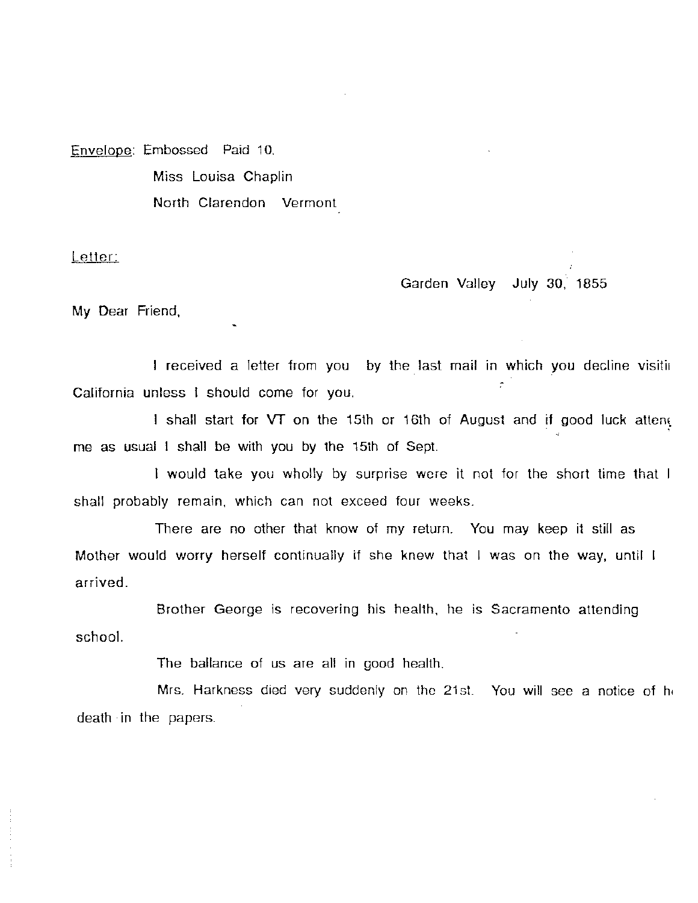<u>Envelope</u>: Embossed Paid 10.

Miss Louisa Chaplin

North Clarendon Vermont

<u>Letter:</u>

Garden Valley July 30, 1855

My Dear Friend,

I received a letter from you by the last mail in which you decline visitii California unless I should come for you.

I shall start for VT on the 15th or 16th of August and if good luck atten me as usual I shall be with you by the 15th of Sept.

I would take you wholly by surprise were it not for the short time that I shall probably remain, which can not exceed four weeks.

There are no other that know of my return. You may keep it still as Mother would worry herself continually if she knew that I was on the way, until I arrived.

Brother George is recovering his health, he is Sacramento attending school.

The ballance of us are all in good health.

Mrs. Harkness died very suddenly on the 21st. You will see a notice of h death in the papers.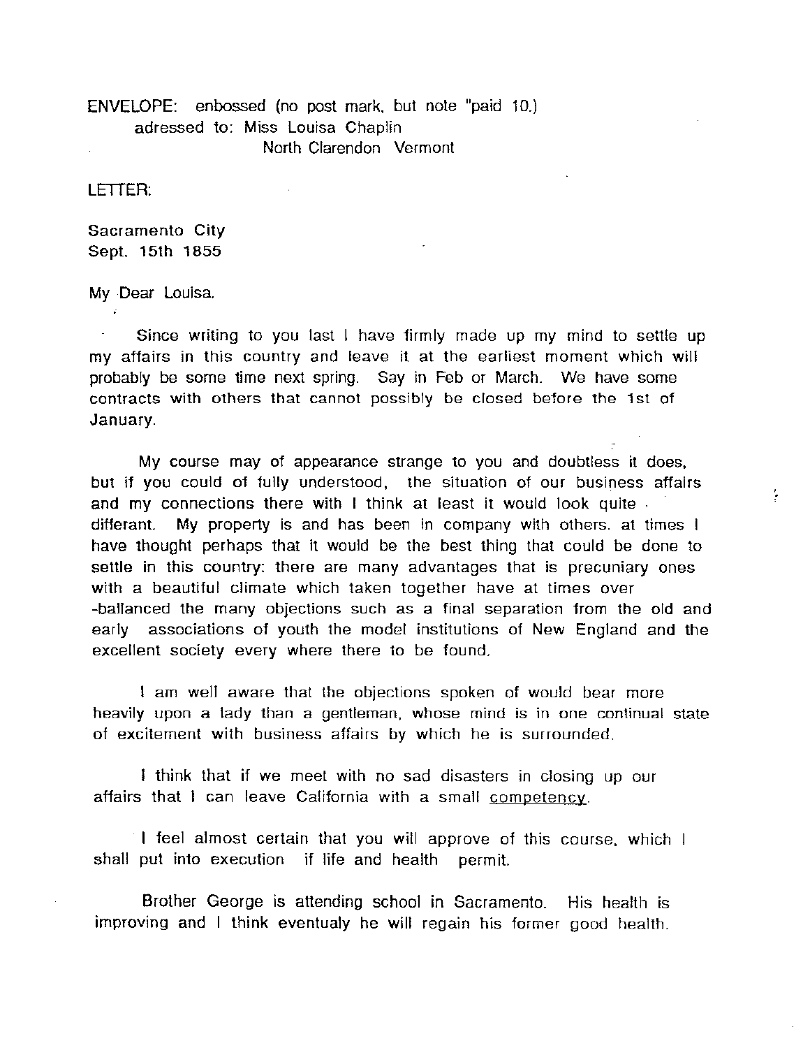ENVELOPE: enbossed (no post mark, but note "paid 10.)
adressed to: Miss Louisa Chaplin
North Clarendon Vermont

LETTER:

Sacramento City
Sept. 15th 1855

My Dear Louisa.

Since writing to you last I have firmly made up my mind to settle up my affairs in this country and leave it at the earliest moment which will probably be some time next spring. Say in Feb or March. We have some contracts with others that cannot possibly be closed before the 1st of January.

My course may of appearance strange to you and doubtless it does, but if you could of fully understood, the situation of our business affairs and my connections there with I think at least it would look quite differant. My property is and has been in company with others. at times I have thought perhaps that it would be the best thing that could be done to settle in this country: there are many advantages that is precuniary ones with a beautiful climate which taken together have at times over -ballanced the many objections such as a final separation from the old and early associations of youth the model institutions of New England and the excellent society every where there to be found.

I am well aware that the objections spoken of would bear more heavily upon a lady than a gentleman, whose mind is in one continual state of excitement with business affairs by which he is surrounded.

I think that if we meet with no sad disasters in closing up our affairs that I can leave California with a small <u>competency</u>.

I feel almost certain that you will approve of this course, which I shall put into execution if life and health permit.

Brother George is attending school in Sacramento. His health is improving and I think eventualy he will regain his former good health.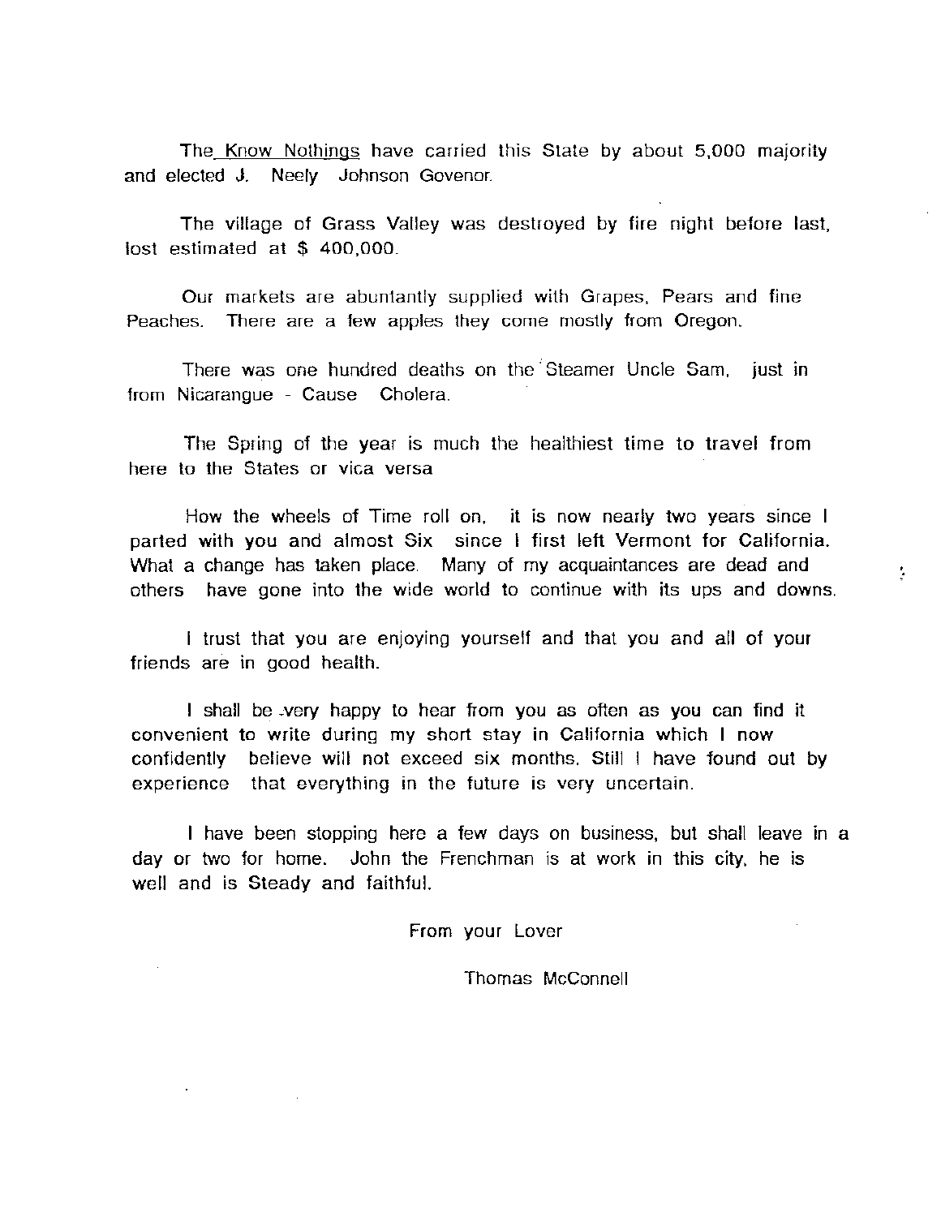The Know Nothings have carried this State by about 5,000 majority and elected J. Neely Johnson Govenor.

The village of Grass Valley was destroyed by fire night before last, lost estimated at $ 400,000.

Our markets are abuntantly supplied with Grapes, Pears and fine Peaches. There are a few apples they come mostly from Oregon.

There was one hundred deaths on the Steamer Uncle Sam, just in from Nicarangue - Cause Cholera.

The Spring of the year is much the healthiest time to travel from here to the States or vica versa

How the wheels of Time roll on, it is now nearly two years since I parted with you and almost Six since I first left Vermont for California. What a change has taken place. Many of my acquaintances are dead and others have gone into the wide world to continue with its ups and downs.

I trust that you are enjoying yourself and that you and all of your friends are in good health.

I shall be very happy to hear from you as often as you can find it convenient to write during my short stay in California which I now confidently believe will not exceed six months. Still I have found out by experience that everything in the future is very uncertain.

I have been stopping here a few days on business, but shall leave in a day or two for home. John the Frenchman is at work in this city, he is well and is Steady and faithful.

From your Lover

Thomas McConnell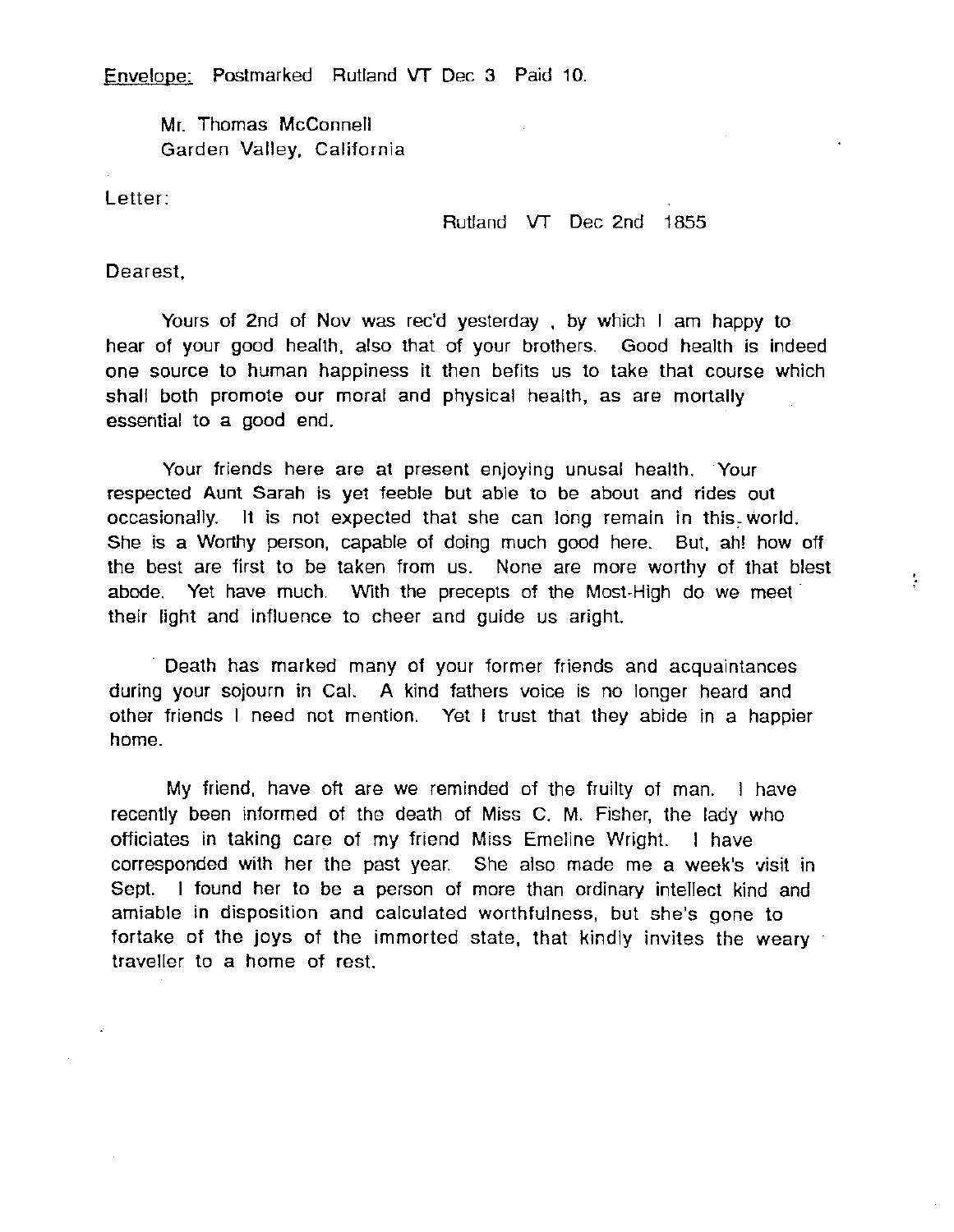Envelope: Postmarked Rutland VT Dec 3 Paid 10.

Mr. Thomas McConnell
Garden Valley, California

Letter:

Rutland VT Dec 2nd 1855

Dearest,

Yours of 2nd of Nov was rec'd yesterday , by which I am happy to hear of your good health, also that of your brothers. Good health is indeed one source to human happiness it then befits us to take that course which shall both promote our moral and physical health, as are mortally essential to a good end.

Your friends here are at present enjoying unusal health. Your respected Aunt Sarah is yet feeble but able to be about and rides out occasionally. It is not expected that she can long remain in this world. She is a Worthy person, capable of doing much good here. But, ah! how off the best are first to be taken from us. None are more worthy of that blest abode. Yet have much. With the precepts of the Most-High do we meet their light and influence to cheer and guide us aright.

Death has marked many of your former friends and acquaintances during your sojourn in Cal. A kind fathers voice is no longer heard and other friends I need not mention. Yet I trust that they abide in a happier home.

My friend, have oft are we reminded of the fruilty of man. I have recently been informed of the death of Miss C. M. Fisher, the lady who officiates in taking care of my friend Miss Emeline Wright. I have corresponded with her the past year. She also made me a week's visit in Sept. I found her to be a person of more than ordinary intellect kind and amiable in disposition and calculated worthfulness, but she's gone to fortake of the joys of the immorted state, that kindly invites the weary traveller to a home of rest.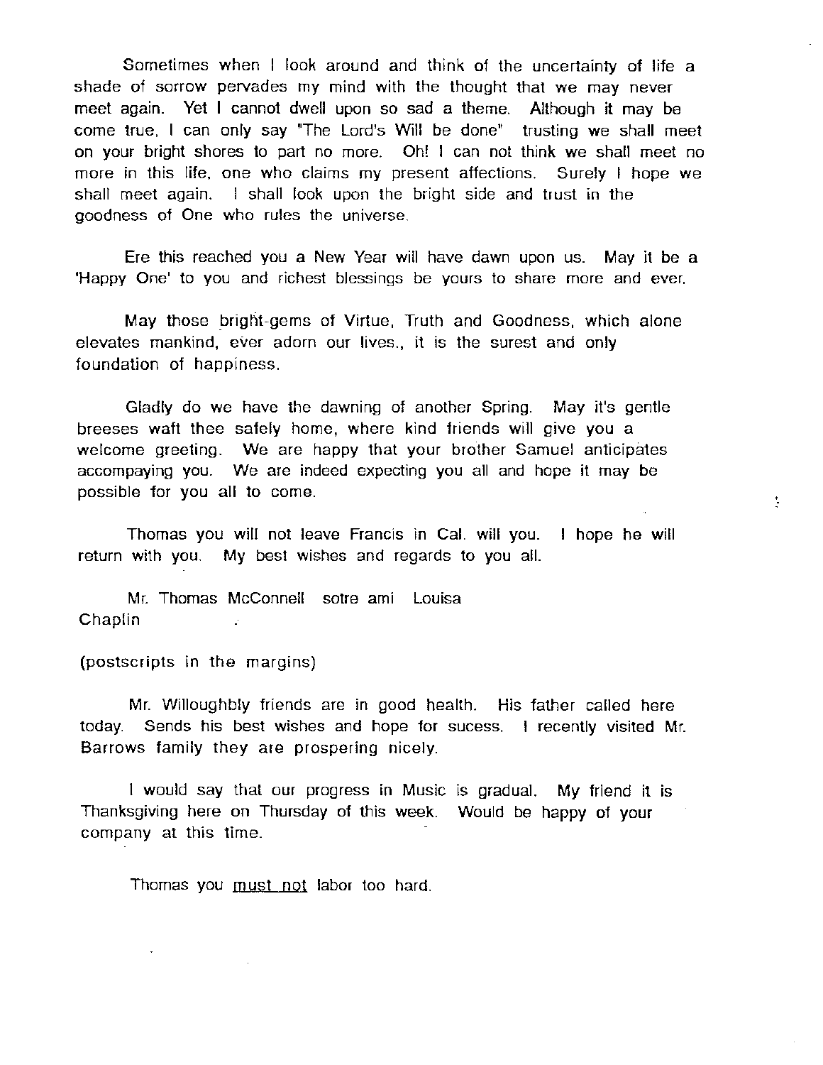Sometimes when I look around and think of the uncertainty of life a shade of sorrow pervades my mind with the thought that we may never meet again. Yet I cannot dwell upon so sad a theme. Although it may be come true, I can only say "The Lord's Will be done" trusting we shall meet on your bright shores to part no more. Oh! I can not think we shall meet no more in this life, one who claims my present affections. Surely I hope we shall meet again. I shall look upon the bright side and trust in the goodness of One who rules the universe.

Ere this reached you a New Year will have dawn upon us. May it be a 'Happy One' to you and richest blessings be yours to share more and ever.

May those bright-gems of Virtue, Truth and Goodness, which alone elevates mankind, ever adorn our lives., it is the surest and only foundation of happiness.

Gladly do we have the dawning of another Spring. May it's gentle breeses waft thee safely home, where kind friends will give you a welcome greeting. We are happy that your brother Samuel anticipates accompaying you. We are indeed expecting you all and hope it may be possible for you all to come.

Thomas you will not leave Francis in Cal. will you. I hope he will return with you. My best wishes and regards to you all.

Mr. Thomas McConnell sotre ami Louisa Chaplin

(postscripts in the margins)

Mr. Willoughbly friends are in good health. His father called here today. Sends his best wishes and hope for sucess. I recently visited Mr. Barrows family they are prospering nicely.

I would say that our progress in Music is gradual. My friend it is Thanksgiving here on Thursday of this week. Would be happy of your company at this time.

Thomas you <u>must not</u> labor too hard.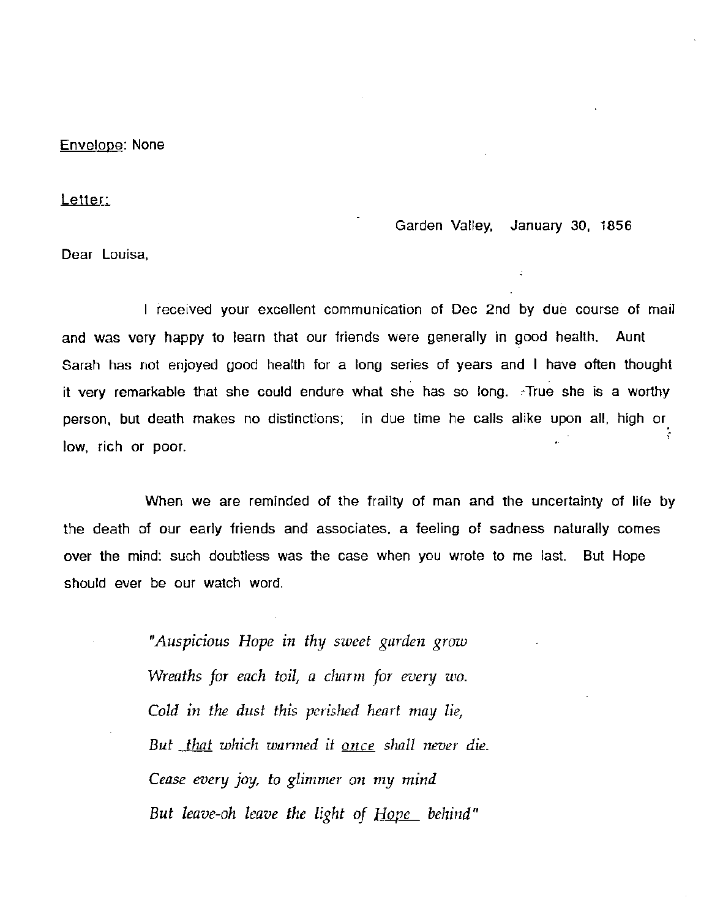Envelope: None

Letter:

Garden Valley, January 30, 1856

Dear Louisa,

I received your excellent communication of Dec 2nd by due course of mail and was very happy to learn that our friends were generally in good health. Aunt Sarah has not enjoyed good health for a long series of years and I have often thought it very remarkable that she could endure what she has so long. True she is a worthy person, but death makes no distinctions; in due time he calls alike upon all, high or low, rich or poor.

When we are reminded of the frailty of man and the uncertainty of life by the death of our early friends and associates, a feeling of sadness naturally comes over the mind: such doubtless was the case when you wrote to me last. But Hope should ever be our watch word.

> *"Auspicious Hope in thy sweet garden grow*
> *Wreaths for each toil, a charm for every wo.*
> *Cold in the dust this perished heart may lie,*
> *But <u>that</u> which warmed it <u>once</u> shall never die.*
> *Cease every joy, to glimmer on my mind*
> *But leave-oh leave the light of <u>Hope</u> behind"*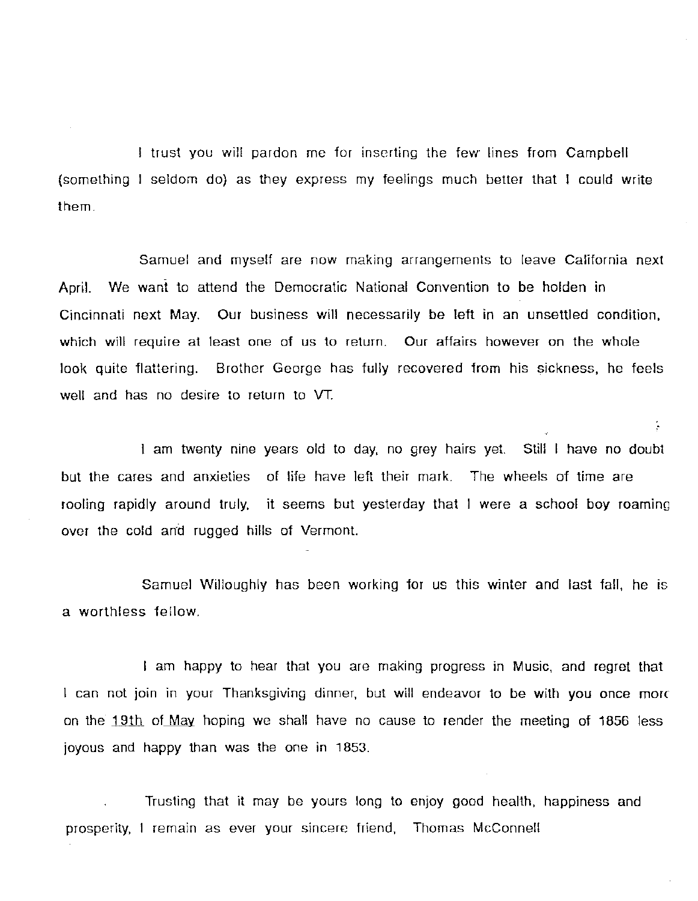I trust you will pardon me for inserting the few lines from Campbell (something I seldom do) as they express my feelings much better that I could write them.

Samuel and myself are now making arrangements to leave California next April. We want to attend the Democratic National Convention to be holden in Cincinnati next May. Our business will necessarily be left in an unsettled condition, which will require at least one of us to return. Our affairs however on the whole look quite flattering. Brother George has fully recovered from his sickness, he feels well and has no desire to return to VT.

I am twenty nine years old to day, no grey hairs yet. Still I have no doubt but the cares and anxieties of life have left their mark. The wheels of time are rooling rapidly around truly, it seems but yesterday that I were a school boy roaming over the cold and rugged hills of Vermont.

Samuel Willoughly has been working for us this winter and last fall, he is a worthless fellow.

I am happy to hear that you are making progress in Music, and regret that I can not join in your Thanksgiving dinner, but will endeavor to be with you once more on the 19th of May hoping we shall have no cause to render the meeting of 1856 less joyous and happy than was the one in 1853.

Trusting that it may be yours long to enjoy good health, happiness and prosperity, I remain as ever your sincere friend, Thomas McConnell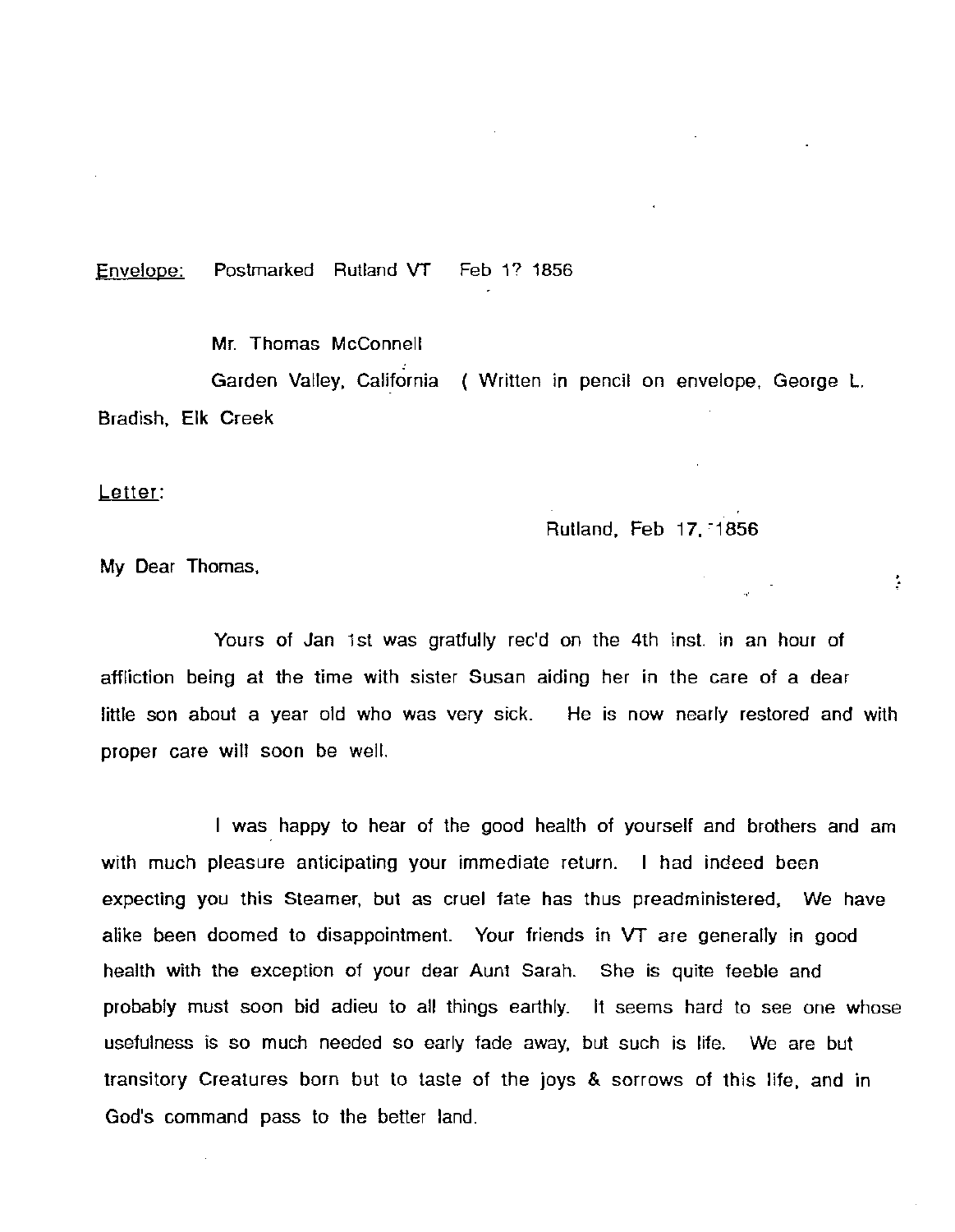Envelope: Postmarked Rutland VT Feb 1? 1856

Mr. Thomas McConnell

Garden Valley, California ( Written in pencil on envelope, George L. Bradish, Elk Creek

Letter:

Rutland, Feb 17, 1856

My Dear Thomas,

Yours of Jan 1st was gratfully rec'd on the 4th inst. in an hour of affliction being at the time with sister Susan aiding her in the care of a dear little son about a year old who was very sick. He is now nearly restored and with proper care will soon be well.

I was happy to hear of the good health of yourself and brothers and am with much pleasure anticipating your immediate return. I had indeed been expecting you this Steamer, but as cruel fate has thus preadministered, We have alike been doomed to disappointment. Your friends in VT are generally in good health with the exception of your dear Aunt Sarah. She is quite feeble and probably must soon bid adieu to all things earthly. It seems hard to see one whose usefulness is so much needed so early fade away, but such is life. We are but transitory Creatures born but to taste of the joys & sorrows of this life, and in God's command pass to the better land.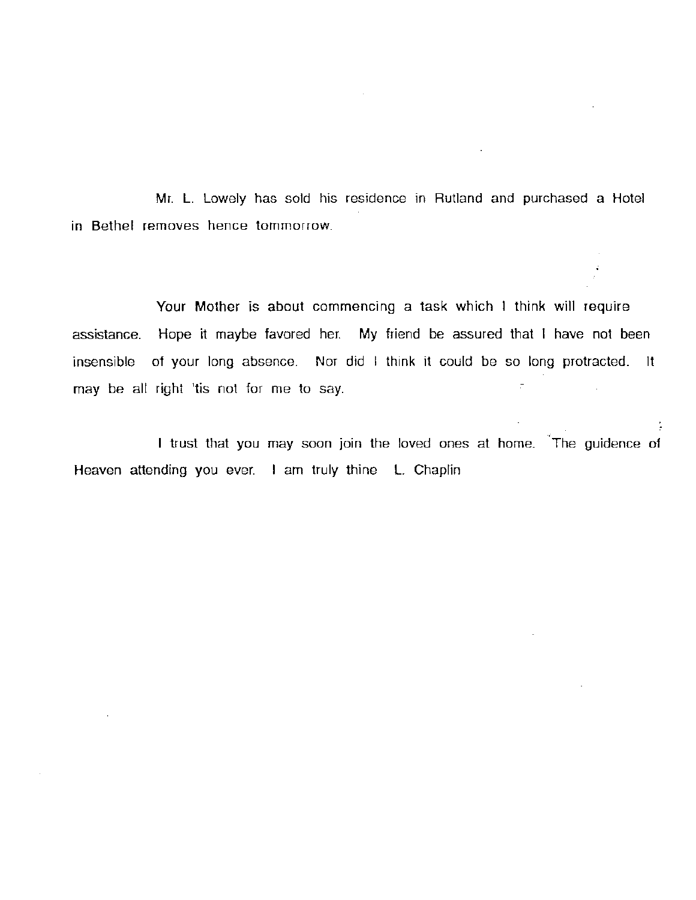Mr. L. Lowely has sold his residence in Rutland and purchased a Hotel in Bethel removes hence tommorrow.

Your Mother is about commencing a task which I think will require assistance. Hope it maybe favored her. My friend be assured that I have not been insensible of your long absence. Nor did I think it could be so long protracted. It may be all right 'tis not for me to say.

I trust that you may soon join the loved ones at home. The guidence of Heaven attending you ever. I am truly thine L. Chaplin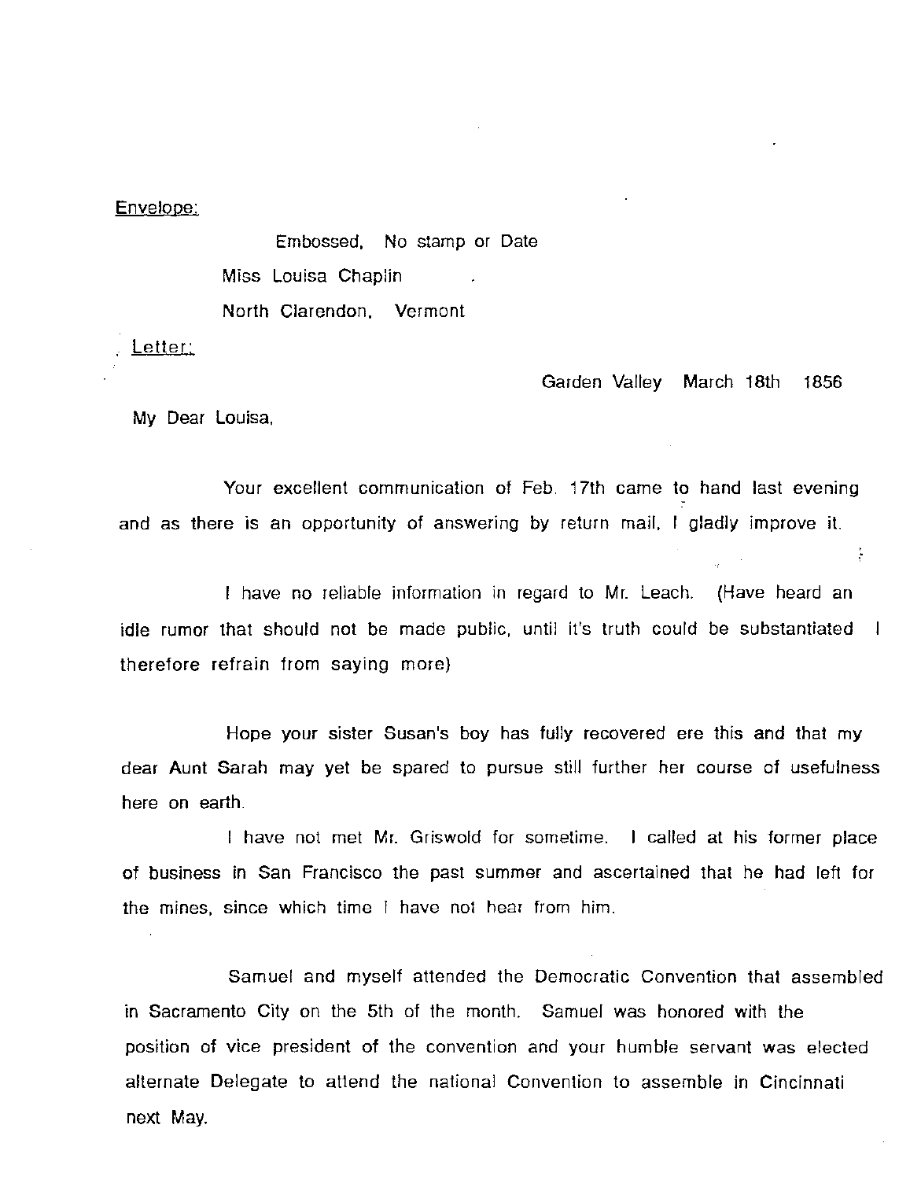Envelope:

Embossed, No stamp or Date

Miss Louisa Chaplin

North Clarendon, Vermont

Letter:

Garden Valley March 18th 1856

My Dear Louisa,

Your excellent communication of Feb. 17th came to hand last evening and as there is an opportunity of answering by return mail, I gladly improve it.

I have no reliable information in regard to Mr. Leach. (Have heard an idle rumor that should not be made public, until it's truth could be substantiated I therefore refrain from saying more)

Hope your sister Susan's boy has fully recovered ere this and that my dear Aunt Sarah may yet be spared to pursue still further her course of usefulness here on earth.

I have not met Mr. Griswold for sometime. I called at his former place of business in San Francisco the past summer and ascertained that he had left for the mines, since which time I have not hear from him.

Samuel and myself attended the Democratic Convention that assembled in Sacramento City on the 5th of the month. Samuel was honored with the position of vice president of the convention and your humble servant was elected alternate Delegate to attend the national Convention to assemble in Cincinnati next May.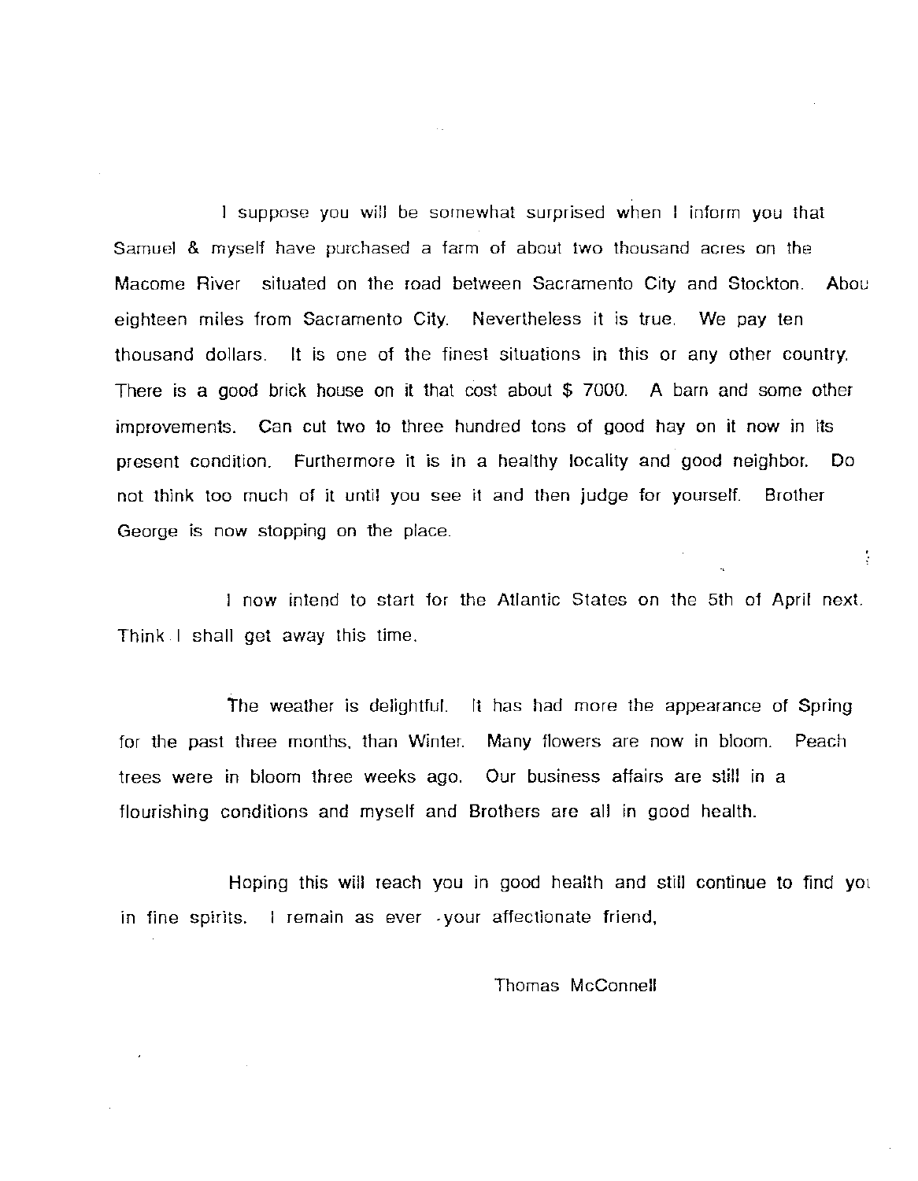I suppose you will be somewhat surprised when I inform you that Samuel & myself have purchased a farm of about two thousand acres on the Macome River situated on the road between Sacramento City and Stockton. Abou eighteen miles from Sacramento City. Nevertheless it is true. We pay ten thousand dollars. It is one of the finest situations in this or any other country. There is a good brick house on it that cost about $ 7000. A barn and some other improvements. Can cut two to three hundred tons of good hay on it now in its present condition. Furthermore it is in a healthy locality and good neighbor. Do not think too much of it until you see it and then judge for yourself. Brother George is now stopping on the place.

I now intend to start for the Atlantic States on the 5th of April next. Think I shall get away this time.

The weather is delightful. It has had more the appearance of Spring for the past three months, than Winter. Many flowers are now in bloom. Peach trees were in bloom three weeks ago. Our business affairs are still in a flourishing conditions and myself and Brothers are all in good health.

Hoping this will reach you in good health and still continue to find yo in fine spirits. I remain as ever -your affectionate friend,

Thomas McConnell